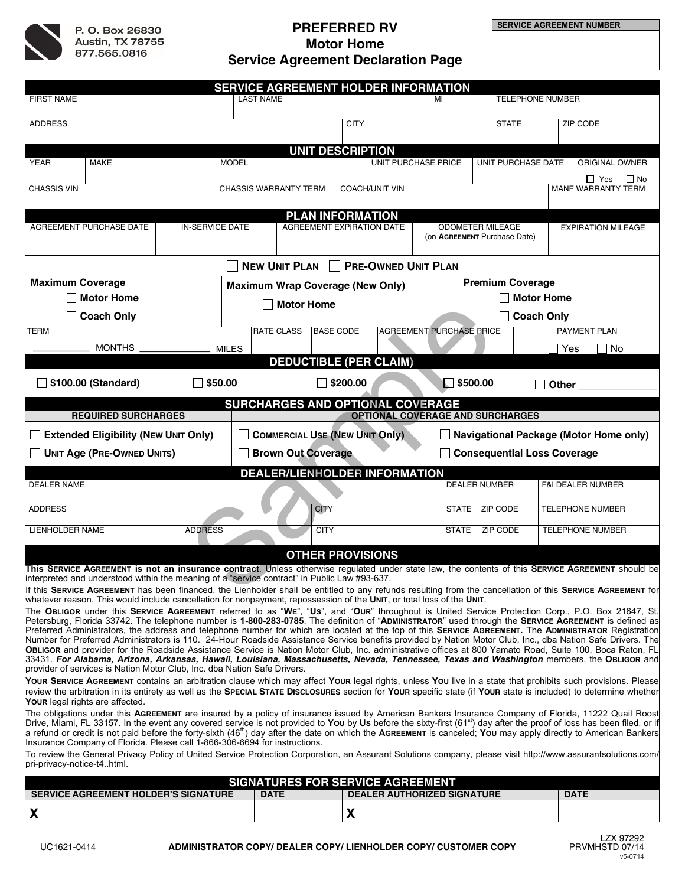P. O. Box 26830
Austin, TX 78755
877.565.0816

# PREFERRED RV
## Motor Home
## Service Agreement Declaration Page

| SERVICE AGREEMENT NUMBER |
|---|
| |

## SERVICE AGREEMENT HOLDER INFORMATION

| FIRST NAME | LAST NAME | MI | TELEPHONE NUMBER |
|---|---|---|---|
| | | | |

| ADDRESS | CITY | STATE | ZIP CODE |
|---|---|---|---|
| | | | |

## UNIT DESCRIPTION

| YEAR | MAKE | MODEL | UNIT PURCHASE PRICE | UNIT PURCHASE DATE | ORIGINAL OWNER |
|---|---|---|---|---|---|
| | | | | | ☐ Yes ☐ No |

| CHASSIS VIN | CHASSIS WARRANTY TERM | COACH/UNIT VIN | MANF WARRANTY TERM |
|---|---|---|---|
| | | | |

## PLAN INFORMATION

| AGREEMENT PURCHASE DATE | IN-SERVICE DATE | AGREEMENT EXPIRATION DATE | ODOMETER MILEAGE (on AGREEMENT Purchase Date) | EXPIRATION MILEAGE |
|---|---|---|---|---|
| | | | | |

☐ NEW UNIT PLAN ☐ PRE-OWNED UNIT PLAN

| Maximum Coverage | Maximum Wrap Coverage (New Only) | Premium Coverage |
|---|---|---|
| ☐ Motor Home | ☐ Motor Home | ☐ Motor Home |
| ☐ Coach Only | | ☐ Coach Only |

| TERM | RATE CLASS | BASE CODE | AGREEMENT PURCHASE PRICE | PAYMENT PLAN |
|---|---|---|---|---|
| ________ MONTHS ____________ MILES | | | | ☐ Yes ☐ No |

## DEDUCTIBLE (PER CLAIM)

☐ $100.00 (Standard) ☐ $50.00 ☐ $200.00 ☐ $500.00 ☐ Other ____________

## SURCHARGES AND OPTIONAL COVERAGE

| REQUIRED SURCHARGES | OPTIONAL COVERAGE AND SURCHARGES | |
|---|---|---|
| ☐ Extended Eligibility (NEW UNIT Only) | ☐ COMMERCIAL USE (NEW UNIT Only) | ☐ Navigational Package (Motor Home only) |
| ☐ UNIT Age (PRE-OWNED UNITS) | ☐ Brown Out Coverage | ☐ Consequential Loss Coverage |

## DEALER/LIENHOLDER INFORMATION

| DEALER NAME | | DEALER NUMBER | | F&I DEALER NUMBER |
|---|---|---|---|---|
| | | | | |
| ADDRESS | CITY | STATE | ZIP CODE | TELEPHONE NUMBER |
| | | | | |

| LIENHOLDER NAME | ADDRESS | CITY | STATE | ZIP CODE | TELEPHONE NUMBER |
|---|---|---|---|---|---|
| | | | | | |

## OTHER PROVISIONS

**This SERVICE AGREEMENT is not an insurance contract**. Unless otherwise regulated under state law, the contents of this **SERVICE AGREEMENT** should be interpreted and understood within the meaning of a "service contract" in Public Law #93-637.

If this **SERVICE AGREEMENT** has been financed, the Lienholder shall be entitled to any refunds resulting from the cancellation of this **SERVICE AGREEMENT** for whatever reason. This would include cancellation for nonpayment, repossession of the **UNIT**, or total loss of the **UNIT**.

The **OBLIGOR** under this **SERVICE AGREEMENT** referred to as "**WE**", "**US**", and "**OUR**" throughout is United Service Protection Corp., P.O. Box 21647, St. Petersburg, Florida 33742. The telephone number is **1-800-283-0785**. The definition of "**ADMINISTRATOR**" used through the **SERVICE AGREEMENT** is defined as Preferred Administrators, the address and telephone number for which are located at the top of this **SERVICE AGREEMENT.** The **ADMINISTRATOR** Registration Number for Preferred Administrators is 110. 24-Hour Roadside Assistance Service benefits provided by Nation Motor Club, Inc., dba Nation Safe Drivers. The **OBLIGOR** and provider for the Roadside Assistance Service is Nation Motor Club, Inc. administrative offices at 800 Yamato Road, Suite 100, Boca Raton, FL 33431. ***For Alabama, Arizona, Arkansas, Hawaii, Louisiana, Massachusetts, Nevada, Tennessee, Texas and Washington*** members, the **OBLIGOR** and provider of services is Nation Motor Club, Inc. dba Nation Safe Drivers.

**YOUR SERVICE AGREEMENT** contains an arbitration clause which may affect **YOUR** legal rights, unless **YOU** live in a state that prohibits such provisions. Please review the arbitration in its entirety as well as the **SPECIAL STATE DISCLOSURES** section for **YOUR** specific state (if **YOUR** state is included) to determine whether **YOUR** legal rights are affected.

The obligations under this **AGREEMENT** are insured by a policy of insurance issued by American Bankers Insurance Company of Florida, 11222 Quail Roost Drive, Miami, FL 33157. In the event any covered service is not provided to **YOU** by **US** before the sixty-first (61st) day after the proof of loss has been filed, or if a refund or credit is not paid before the forty-sixth (46th) day after the date on which the **AGREEMENT** is canceled; **YOU** may apply directly to American Bankers Insurance Company of Florida. Please call 1-866-306-6694 for instructions.

To review the General Privacy Policy of United Service Protection Corporation, an Assurant Solutions company, please visit http://www.assurantsolutions.com/pri-privacy-notice-t4..html.

## SIGNATURES FOR SERVICE AGREEMENT

| SERVICE AGREEMENT HOLDER'S SIGNATURE | DATE | DEALER AUTHORIZED SIGNATURE | DATE |
|---|---|---|---|
| X | | X | |

UC1621-0414 **ADMINISTRATOR COPY/ DEALER COPY/ LIENHOLDER COPY/ CUSTOMER COPY** LZX 97292 PRVMHSTD 07/14 v5-0714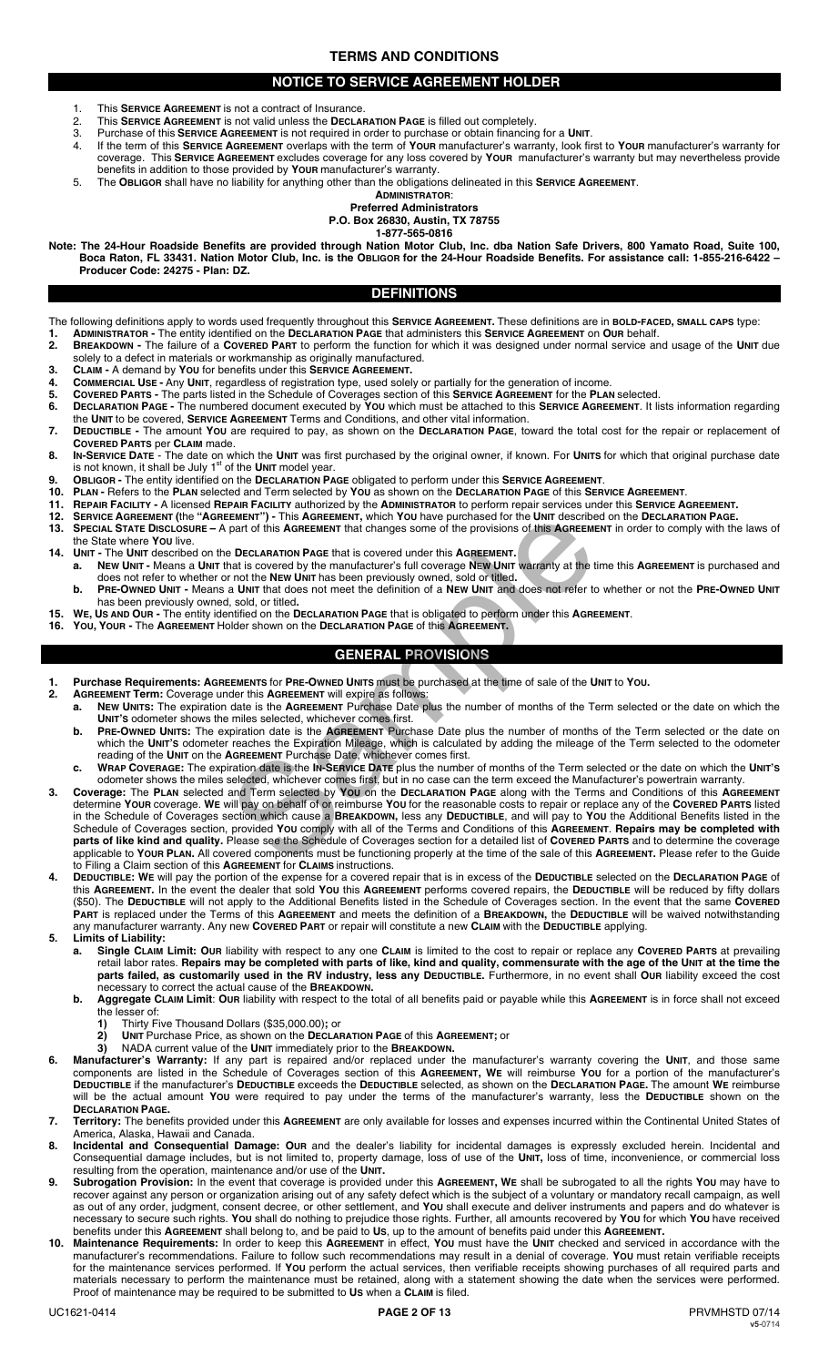# TERMS AND CONDITIONS

## NOTICE TO SERVICE AGREEMENT HOLDER

1. This **SERVICE AGREEMENT** is not a contract of Insurance.
2. This **SERVICE AGREEMENT** is not valid unless the **DECLARATION PAGE** is filled out completely.
3. Purchase of this **SERVICE AGREEMENT** is not required in order to purchase or obtain financing for a **UNIT**.
4. If the term of this **SERVICE AGREEMENT** overlaps with the term of **YOUR** manufacturer's warranty, look first to **YOUR** manufacturer's warranty for coverage. This **SERVICE AGREEMENT** excludes coverage for any loss covered by **YOUR** manufacturer's warranty but may nevertheless provide benefits in addition to those provided by **YOUR** manufacturer's warranty.
5. The **OBLIGOR** shall have no liability for anything other than the obligations delineated in this **SERVICE AGREEMENT**.

**ADMINISTRATOR**:
**Preferred Administrators**
**P.O. Box 26830, Austin, TX 78755**
**1-877-565-0816**

**Note: The 24-Hour Roadside Benefits are provided through Nation Motor Club, Inc. dba Nation Safe Drivers, 800 Yamato Road, Suite 100, Boca Raton, FL 33431. Nation Motor Club, Inc. is the OBLIGOR for the 24-Hour Roadside Benefits. For assistance call: 1-855-216-6422 – Producer Code: 24275 - Plan: DZ.**

## DEFINITIONS

The following definitions apply to words used frequently throughout this **SERVICE AGREEMENT.** These definitions are in **BOLD-FACED, SMALL CAPS** type:

1. **ADMINISTRATOR -** The entity identified on the **DECLARATION PAGE** that administers this **SERVICE AGREEMENT** on **OUR** behalf.
2. **BREAKDOWN -** The failure of a **COVERED PART** to perform the function for which it was designed under normal service and usage of the **UNIT** due solely to a defect in materials or workmanship as originally manufactured.
3. **CLAIM -** A demand by **YOU** for benefits under this **SERVICE AGREEMENT.**
4. **COMMERCIAL USE -** Any **UNIT**, regardless of registration type, used solely or partially for the generation of income.
5. **COVERED PARTS -** The parts listed in the Schedule of Coverages section of this **SERVICE AGREEMENT** for the **PLAN** selected.
6. **DECLARATION PAGE -** The numbered document executed by **YOU** which must be attached to this **SERVICE AGREEMENT**. It lists information regarding the **UNIT** to be covered, **SERVICE AGREEMENT** Terms and Conditions, and other vital information.
7. **DEDUCTIBLE -** The amount **YOU** are required to pay, as shown on the **DECLARATION PAGE**, toward the total cost for the repair or replacement of **COVERED PARTS** per **CLAIM** made.
8. **IN-SERVICE DATE** - The date on which the **UNIT** was first purchased by the original owner, if known. For **UNITS** for which that original purchase date is not known, it shall be July 1st of the **UNIT** model year.
9. **OBLIGOR -** The entity identified on the **DECLARATION PAGE** obligated to perform under this **SERVICE AGREEMENT**.
10. **PLAN -** Refers to the **PLAN** selected and Term selected by **YOU** as shown on the **DECLARATION PAGE** of this **SERVICE AGREEMENT**.
11. **REPAIR FACILITY -** A licensed **REPAIR FACILITY** authorized by the **ADMINISTRATOR** to perform repair services under this **SERVICE AGREEMENT.**
12. **SERVICE AGREEMENT** (the **"AGREEMENT"**) **-** This **AGREEMENT,** which **YOU** have purchased for the **UNIT** described on the **DECLARATION PAGE.**
13. **SPECIAL STATE DISCLOSURE –** A part of this **AGREEMENT** that changes some of the provisions of this **AGREEMENT** in order to comply with the laws of the State where **YOU** live.
14. **UNIT -** The **UNIT** described on the **DECLARATION PAGE** that is covered under this **AGREEMENT.**
    a. **NEW UNIT -** Means a **UNIT** that is covered by the manufacturer's full coverage **NEW UNIT** warranty at the time this **AGREEMENT** is purchased and does not refer to whether or not the **NEW UNIT** has been previously owned, sold or titled**.**
    b. **PRE-OWNED UNIT -** Means a **UNIT** that does not meet the definition of a **NEW UNIT** and does not refer to whether or not the **PRE-OWNED UNIT** has been previously owned, sold, or titled**.**
15. **WE, US AND OUR -** The entity identified on the **DECLARATION PAGE** that is obligated to perform under this **AGREEMENT**.
16. **YOU, YOUR -** The **AGREEMENT** Holder shown on the **DECLARATION PAGE** of this **AGREEMENT.**

## GENERAL PROVISIONS

1. **Purchase Requirements: AGREEMENTS** for **PRE-OWNED UNITS** must be purchased at the time of sale of the **UNIT** to **YOU.**
2. **AGREEMENT Term:** Coverage under this **AGREEMENT** will expire as follows:
    a. **NEW UNITS:** The expiration date is the **AGREEMENT** Purchase Date plus the number of months of the Term selected or the date on which the **UNIT'S** odometer shows the miles selected, whichever comes first.
    b. **PRE-OWNED UNITS:** The expiration date is the **AGREEMENT** Purchase Date plus the number of months of the Term selected or the date on which the **UNIT'S** odometer reaches the Expiration Mileage, which is calculated by adding the mileage of the Term selected to the odometer reading of the **UNIT** on the **AGREEMENT** Purchase Date, whichever comes first.
    c. **WRAP COVERAGE:** The expiration date is the **IN-SERVICE DATE** plus the number of months of the Term selected or the date on which the **UNIT'S** odometer shows the miles selected, whichever comes first, but in no case can the term exceed the Manufacturer's powertrain warranty.
3. **Coverage:** The **PLAN** selected and Term selected by **YOU** on the **DECLARATION PAGE** along with the Terms and Conditions of this **AGREEMENT** determine **YOUR** coverage. **WE** will pay on behalf of or reimburse **YOU** for the reasonable costs to repair or replace any of the **COVERED PARTS** listed in the Schedule of Coverages section which cause a **BREAKDOWN,** less any **DEDUCTIBLE**, and will pay to **YOU** the Additional Benefits listed in the Schedule of Coverages section, provided **YOU** comply with all of the Terms and Conditions of this **AGREEMENT**. **Repairs may be completed with parts of like kind and quality.** Please see the Schedule of Coverages section for a detailed list of **COVERED PARTS** and to determine the coverage applicable to **YOUR PLAN.** All covered components must be functioning properly at the time of the sale of this **AGREEMENT.** Please refer to the Guide to Filing a Claim section of this **AGREEMENT** for **CLAIMS** instructions.
4. **DEDUCTIBLE: WE** will pay the portion of the expense for a covered repair that is in excess of the **DEDUCTIBLE** selected on the **DECLARATION PAGE** of this **AGREEMENT.** In the event the dealer that sold **YOU** this **AGREEMENT** performs covered repairs, the **DEDUCTIBLE** will be reduced by fifty dollars ($50). The **DEDUCTIBLE** will not apply to the Additional Benefits listed in the Schedule of Coverages section. In the event that the same **COVERED PART** is replaced under the Terms of this **AGREEMENT** and meets the definition of a **BREAKDOWN,** the **DEDUCTIBLE** will be waived notwithstanding any manufacturer warranty. Any new **COVERED PART** or repair will constitute a new **CLAIM** with the **DEDUCTIBLE** applying.
5. **Limits of Liability:**
    a. **Single CLAIM Limit: OUR** liability with respect to any one **CLAIM** is limited to the cost to repair or replace any **COVERED PARTS** at prevailing retail labor rates. **Repairs may be completed with parts of like, kind and quality, commensurate with the age of the UNIT at the time the parts failed, as customarily used in the RV industry, less any DEDUCTIBLE.** Furthermore, in no event shall **OUR** liability exceed the cost necessary to correct the actual cause of the **BREAKDOWN.**
    b. **Aggregate CLAIM Limit**: **OUR** liability with respect to the total of all benefits paid or payable while this **AGREEMENT** is in force shall not exceed the lesser of:
        1) Thirty Five Thousand Dollars ($35,000.00)**;** or
        2) **UNIT** Purchase Price, as shown on the **DECLARATION PAGE** of this **AGREEMENT;** or
        3) NADA current value of the **UNIT** immediately prior to the **BREAKDOWN.**
6. **Manufacturer's Warranty:** If any part is repaired and/or replaced under the manufacturer's warranty covering the **UNIT**, and those same components are listed in the Schedule of Coverages section of this **AGREEMENT, WE** will reimburse **YOU** for a portion of the manufacturer's **DEDUCTIBLE** if the manufacturer's **DEDUCTIBLE** exceeds the **DEDUCTIBLE** selected, as shown on the **DECLARATION PAGE.** The amount **WE** reimburse will be the actual amount **YOU** were required to pay under the terms of the manufacturer's warranty, less the **DEDUCTIBLE** shown on the **DECLARATION PAGE.**
7. **Territory:** The benefits provided under this **AGREEMENT** are only available for losses and expenses incurred within the Continental United States of America, Alaska, Hawaii and Canada.
8. **Incidental and Consequential Damage: OUR** and the dealer's liability for incidental damages is expressly excluded herein. Incidental and Consequential damage includes, but is not limited to, property damage, loss of use of the **UNIT,** loss of time, inconvenience, or commercial loss resulting from the operation, maintenance and/or use of the **UNIT.**
9. **Subrogation Provision:** In the event that coverage is provided under this **AGREEMENT, WE** shall be subrogated to all the rights **YOU** may have to recover against any person or organization arising out of any safety defect which is the subject of a voluntary or mandatory recall campaign, as well as out of any order, judgment, consent decree, or other settlement, and **YOU** shall execute and deliver instruments and papers and do whatever is necessary to secure such rights. **YOU** shall do nothing to prejudice those rights. Further, all amounts recovered by **YOU** for which **YOU** have received benefits under this **AGREEMENT** shall belong to, and be paid to **US**, up to the amount of benefits paid under this **AGREEMENT.**
10. **Maintenance Requirements:** In order to keep this **AGREEMENT** in effect, **YOU** must have the **UNIT** checked and serviced in accordance with the manufacturer's recommendations. Failure to follow such recommendations may result in a denial of coverage. **YOU** must retain verifiable receipts for the maintenance services performed. If **YOU** perform the actual services, then verifiable receipts showing purchases of all required parts and materials necessary to perform the maintenance must be retained, along with a statement showing the date when the services were performed. Proof of maintenance may be required to be submitted to **US** when a **CLAIM** is filed.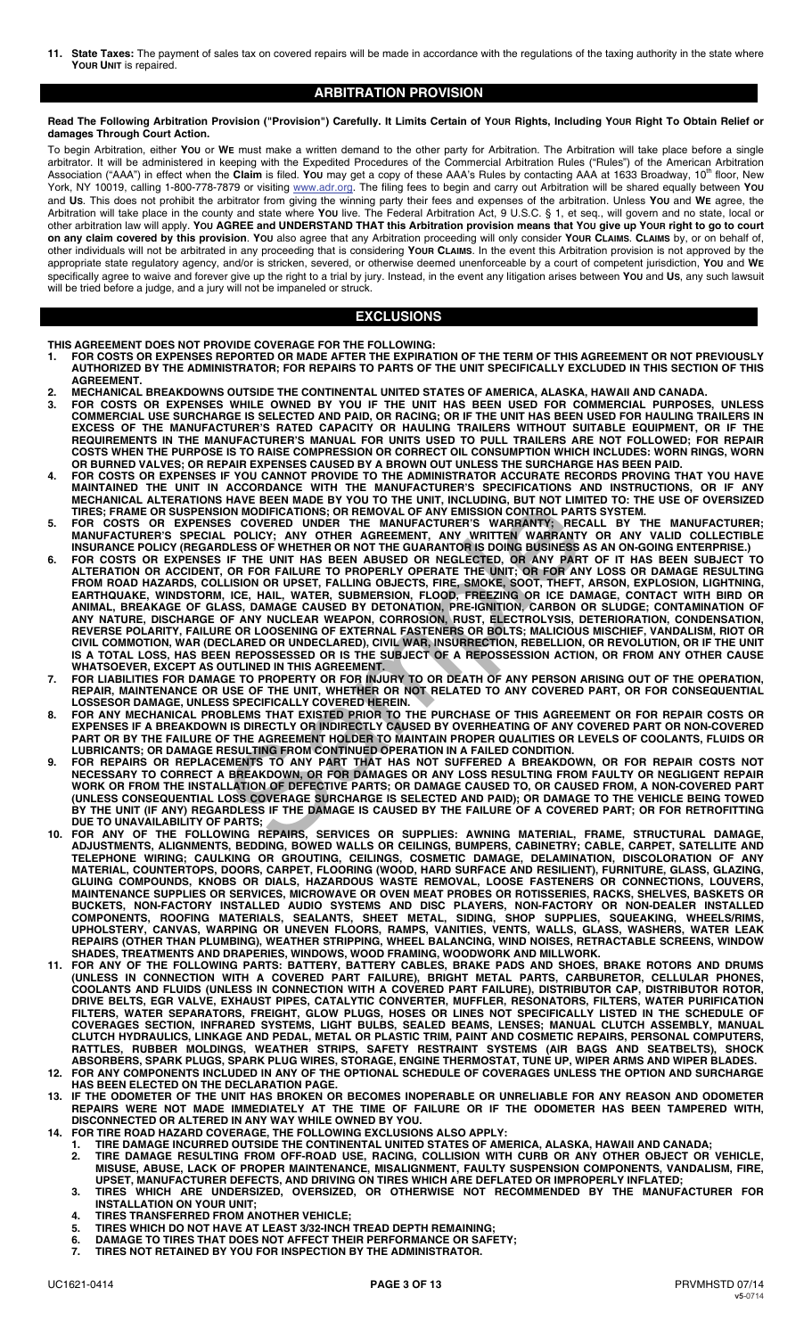11. **State Taxes:** The payment of sales tax on covered repairs will be made in accordance with the regulations of the taxing authority in the state where **YOUR UNIT** is repaired.

## ARBITRATION PROVISION

**Read The Following Arbitration Provision ("Provision") Carefully. It Limits Certain of YOUR Rights, Including YOUR Right To Obtain Relief or damages Through Court Action.**

To begin Arbitration, either **YOU** or **WE** must make a written demand to the other party for Arbitration. The Arbitration will take place before a single arbitrator. It will be administered in keeping with the Expedited Procedures of the Commercial Arbitration Rules ("Rules") of the American Arbitration Association ("AAA") in effect when the **Claim** is filed. **YOU** may get a copy of these AAA's Rules by contacting AAA at 1633 Broadway, 10th floor, New York, NY 10019, calling 1-800-778-7879 or visiting www.adr.org. The filing fees to begin and carry out Arbitration will be shared equally between **YOU** and **US**. This does not prohibit the arbitrator from giving the winning party their fees and expenses of the arbitration. Unless **YOU** and **WE** agree, the Arbitration will take place in the county and state where **YOU** live. The Federal Arbitration Act, 9 U.S.C. § 1, et seq., will govern and no state, local or other arbitration law will apply. **YOU AGREE and UNDERSTAND THAT this Arbitration provision means that YOU give up YOUR right to go to court on any claim covered by this provision**. **YOU** also agree that any Arbitration proceeding will only consider **YOUR CLAIMS**. **CLAIMS** by, or on behalf of, other individuals will not be arbitrated in any proceeding that is considering **YOUR CLAIMS**. In the event this Arbitration provision is not approved by the appropriate state regulatory agency, and/or is stricken, severed, or otherwise deemed unenforceable by a court of competent jurisdiction, **YOU** and **WE** specifically agree to waive and forever give up the right to a trial by jury. Instead, in the event any litigation arises between **YOU** and **US**, any such lawsuit will be tried before a judge, and a jury will not be impaneled or struck.

## EXCLUSIONS

**THIS AGREEMENT DOES NOT PROVIDE COVERAGE FOR THE FOLLOWING:**

1. **FOR COSTS OR EXPENSES REPORTED OR MADE AFTER THE EXPIRATION OF THE TERM OF THIS AGREEMENT OR NOT PREVIOUSLY AUTHORIZED BY THE ADMINISTRATOR; FOR REPAIRS TO PARTS OF THE UNIT SPECIFICALLY EXCLUDED IN THIS SECTION OF THIS AGREEMENT.**
2. **MECHANICAL BREAKDOWNS OUTSIDE THE CONTINENTAL UNITED STATES OF AMERICA, ALASKA, HAWAII AND CANADA.**
3. **FOR COSTS OR EXPENSES WHILE OWNED BY YOU IF THE UNIT HAS BEEN USED FOR COMMERCIAL PURPOSES, UNLESS COMMERCIAL USE SURCHARGE IS SELECTED AND PAID, OR RACING; OR IF THE UNIT HAS BEEN USED FOR HAULING TRAILERS IN EXCESS OF THE MANUFACTURER'S RATED CAPACITY OR HAULING TRAILERS WITHOUT SUITABLE EQUIPMENT, OR IF THE REQUIREMENTS IN THE MANUFACTURER'S MANUAL FOR UNITS USED TO PULL TRAILERS ARE NOT FOLLOWED; FOR REPAIR COSTS WHEN THE PURPOSE IS TO RAISE COMPRESSION OR CORRECT OIL CONSUMPTION WHICH INCLUDES: WORN RINGS, WORN OR BURNED VALVES; OR REPAIR EXPENSES CAUSED BY A BROWN OUT UNLESS THE SURCHARGE HAS BEEN PAID.**
4. **FOR COSTS OR EXPENSES IF YOU CANNOT PROVIDE TO THE ADMINISTRATOR ACCURATE RECORDS PROVING THAT YOU HAVE MAINTAINED THE UNIT IN ACCORDANCE WITH THE MANUFACTURER'S SPECIFICATIONS AND INSTRUCTIONS, OR IF ANY MECHANICAL ALTERATIONS HAVE BEEN MADE BY YOU TO THE UNIT, INCLUDING, BUT NOT LIMITED TO: THE USE OF OVERSIZED TIRES; FRAME OR SUSPENSION MODIFICATIONS; OR REMOVAL OF ANY EMISSION CONTROL PARTS SYSTEM.**
5. **FOR COSTS OR EXPENSES COVERED UNDER THE MANUFACTURER'S WARRANTY; RECALL BY THE MANUFACTURER; MANUFACTURER'S SPECIAL POLICY; ANY OTHER AGREEMENT, ANY WRITTEN WARRANTY OR ANY VALID COLLECTIBLE INSURANCE POLICY (REGARDLESS OF WHETHER OR NOT THE GUARANTOR IS DOING BUSINESS AS AN ON-GOING ENTERPRISE.)**
6. **FOR COSTS OR EXPENSES IF THE UNIT HAS BEEN ABUSED OR NEGLECTED, OR ANY PART OF IT HAS BEEN SUBJECT TO ALTERATION OR ACCIDENT, OR FOR FAILURE TO PROPERLY OPERATE THE UNIT; OR FOR ANY LOSS OR DAMAGE RESULTING FROM ROAD HAZARDS, COLLISION OR UPSET, FALLING OBJECTS, FIRE, SMOKE, SOOT, THEFT, ARSON, EXPLOSION, LIGHTNING, EARTHQUAKE, WINDSTORM, ICE, HAIL, WATER, SUBMERSION, FLOOD, FREEZING OR ICE DAMAGE, CONTACT WITH BIRD OR ANIMAL, BREAKAGE OF GLASS, DAMAGE CAUSED BY DETONATION, PRE-IGNITION, CARBON OR SLUDGE; CONTAMINATION OF ANY NATURE, DISCHARGE OF ANY NUCLEAR WEAPON, CORROSION, RUST, ELECTROLYSIS, DETERIORATION, CONDENSATION, REVERSE POLARITY, FAILURE OR LOOSENING OF EXTERNAL FASTENERS OR BOLTS; MALICIOUS MISCHIEF, VANDALISM, RIOT OR CIVIL COMMOTION, WAR (DECLARED OR UNDECLARED), CIVIL WAR, INSURRECTION, REBELLION, OR REVOLUTION, OR IF THE UNIT IS A TOTAL LOSS, HAS BEEN REPOSSESSED OR IS THE SUBJECT OF A REPOSSESSION ACTION, OR FROM ANY OTHER CAUSE WHATSOEVER, EXCEPT AS OUTLINED IN THIS AGREEMENT.**
7. **FOR LIABILITIES FOR DAMAGE TO PROPERTY OR FOR INJURY TO OR DEATH OF ANY PERSON ARISING OUT OF THE OPERATION, REPAIR, MAINTENANCE OR USE OF THE UNIT, WHETHER OR NOT RELATED TO ANY COVERED PART, OR FOR CONSEQUENTIAL LOSSESOR DAMAGE, UNLESS SPECIFICALLY COVERED HEREIN.**
8. **FOR ANY MECHANICAL PROBLEMS THAT EXISTED PRIOR TO THE PURCHASE OF THIS AGREEMENT OR FOR REPAIR COSTS OR EXPENSES IF A BREAKDOWN IS DIRECTLY OR INDIRECTLY CAUSED BY OVERHEATING OF ANY COVERED PART OR NON-COVERED PART OR BY THE FAILURE OF THE AGREEMENT HOLDER TO MAINTAIN PROPER QUALITIES OR LEVELS OF COOLANTS, FLUIDS OR LUBRICANTS; OR DAMAGE RESULTING FROM CONTINUED OPERATION IN A FAILED CONDITION.**
9. **FOR REPAIRS OR REPLACEMENTS TO ANY PART THAT HAS NOT SUFFERED A BREAKDOWN, OR FOR REPAIR COSTS NOT NECESSARY TO CORRECT A BREAKDOWN, OR FOR DAMAGES OR ANY LOSS RESULTING FROM FAULTY OR NEGLIGENT REPAIR WORK OR FROM THE INSTALLATION OF DEFECTIVE PARTS; OR DAMAGE CAUSED TO, OR CAUSED FROM, A NON-COVERED PART (UNLESS CONSEQUENTIAL LOSS COVERAGE SURCHARGE IS SELECTED AND PAID); OR DAMAGE TO THE VEHICLE BEING TOWED BY THE UNIT (IF ANY) REGARDLESS IF THE DAMAGE IS CAUSED BY THE FAILURE OF A COVERED PART; OR FOR RETROFITTING DUE TO UNAVAILABILITY OF PARTS;**
10. **FOR ANY OF THE FOLLOWING REPAIRS, SERVICES OR SUPPLIES: AWNING MATERIAL, FRAME, STRUCTURAL DAMAGE, ADJUSTMENTS, ALIGNMENTS, BEDDING, BOWED WALLS OR CEILINGS, BUMPERS, CABINETRY; CABLE, CARPET, SATELLITE AND TELEPHONE WIRING; CAULKING OR GROUTING, CEILINGS, COSMETIC DAMAGE, DELAMINATION, DISCOLORATION OF ANY MATERIAL, COUNTERTOPS, DOORS, CARPET, FLOORING (WOOD, HARD SURFACE AND RESILIENT), FURNITURE, GLASS, GLAZING, GLUING COMPOUNDS, KNOBS OR DIALS, HAZARDOUS WASTE REMOVAL, LOOSE FASTENERS OR CONNECTIONS, LOUVERS, MAINTENANCE SUPPLIES OR SERVICES, MICROWAVE OR OVEN MEAT PROBES OR ROTISSERIES, RACKS, SHELVES, BASKETS OR BUCKETS, NON-FACTORY INSTALLED AUDIO SYSTEMS AND DISC PLAYERS, NON-FACTORY OR NON-DEALER INSTALLED COMPONENTS, ROOFING MATERIALS, SEALANTS, SHEET METAL, SIDING, SHOP SUPPLIES, SQUEAKING, WHEELS/RIMS, UPHOLSTERY, CANVAS, WARPING OR UNEVEN FLOORS, RAMPS, VANITIES, VENTS, WALLS, GLASS, WASHERS, WATER LEAK REPAIRS (OTHER THAN PLUMBING), WEATHER STRIPPING, WHEEL BALANCING, WIND NOISES, RETRACTABLE SCREENS, WINDOW SHADES, TREATMENTS AND DRAPERIES, WINDOWS, WOOD FRAMING, WOODWORK AND MILLWORK.**
11. **FOR ANY OF THE FOLLOWING PARTS: BATTERY, BATTERY CABLES, BRAKE PADS AND SHOES, BRAKE ROTORS AND DRUMS (UNLESS IN CONNECTION WITH A COVERED PART FAILURE), BRIGHT METAL PARTS, CARBURETOR, CELLULAR PHONES, COOLANTS AND FLUIDS (UNLESS IN CONNECTION WITH A COVERED PART FAILURE), DISTRIBUTOR CAP, DISTRIBUTOR ROTOR, DRIVE BELTS, EGR VALVE, EXHAUST PIPES, CATALYTIC CONVERTER, MUFFLER, RESONATORS, FILTERS, WATER PURIFICATION FILTERS, WATER SEPARATORS, FREIGHT, GLOW PLUGS, HOSES OR LINES NOT SPECIFICALLY LISTED IN THE SCHEDULE OF COVERAGES SECTION, INFRARED SYSTEMS, LIGHT BULBS, SEALED BEAMS, LENSES; MANUAL CLUTCH ASSEMBLY, MANUAL CLUTCH HYDRAULICS, LINKAGE AND PEDAL, METAL OR PLASTIC TRIM, PAINT AND COSMETIC REPAIRS, PERSONAL COMPUTERS, RATTLES, RUBBER MOLDINGS, WEATHER STRIPS, SAFETY RESTRAINT SYSTEMS (AIR BAGS AND SEATBELTS), SHOCK ABSORBERS, SPARK PLUGS, SPARK PLUG WIRES, STORAGE, ENGINE THERMOSTAT, TUNE UP, WIPER ARMS AND WIPER BLADES.**
12. **FOR ANY COMPONENTS INCLUDED IN ANY OF THE OPTIONAL SCHEDULE OF COVERAGES UNLESS THE OPTION AND SURCHARGE HAS BEEN ELECTED ON THE DECLARATION PAGE.**
13. **IF THE ODOMETER OF THE UNIT HAS BROKEN OR BECOMES INOPERABLE OR UNRELIABLE FOR ANY REASON AND ODOMETER REPAIRS WERE NOT MADE IMMEDIATELY AT THE TIME OF FAILURE OR IF THE ODOMETER HAS BEEN TAMPERED WITH, DISCONNECTED OR ALTERED IN ANY WAY WHILE OWNED BY YOU.**
14. **FOR TIRE ROAD HAZARD COVERAGE, THE FOLLOWING EXCLUSIONS ALSO APPLY:**
    1. **TIRE DAMAGE INCURRED OUTSIDE THE CONTINENTAL UNITED STATES OF AMERICA, ALASKA, HAWAII AND CANADA;**
    2. **TIRE DAMAGE RESULTING FROM OFF-ROAD USE, RACING, COLLISION WITH CURB OR ANY OTHER OBJECT OR VEHICLE, MISUSE, ABUSE, LACK OF PROPER MAINTENANCE, MISALIGNMENT, FAULTY SUSPENSION COMPONENTS, VANDALISM, FIRE, UPSET, MANUFACTURER DEFECTS, AND DRIVING ON TIRES WHICH ARE DEFLATED OR IMPROPERLY INFLATED;**
    3. **TIRES WHICH ARE UNDERSIZED, OVERSIZED, OR OTHERWISE NOT RECOMMENDED BY THE MANUFACTURER FOR INSTALLATION ON YOUR UNIT;**
    4. **TIRES TRANSFERRED FROM ANOTHER VEHICLE;**
    5. **TIRES WHICH DO NOT HAVE AT LEAST 3/32-INCH TREAD DEPTH REMAINING;**
    6. **DAMAGE TO TIRES THAT DOES NOT AFFECT THEIR PERFORMANCE OR SAFETY;**
    7. **TIRES NOT RETAINED BY YOU FOR INSPECTION BY THE ADMINISTRATOR.**

UC1621-0414 PRVMHSTD 07/14 v5-0714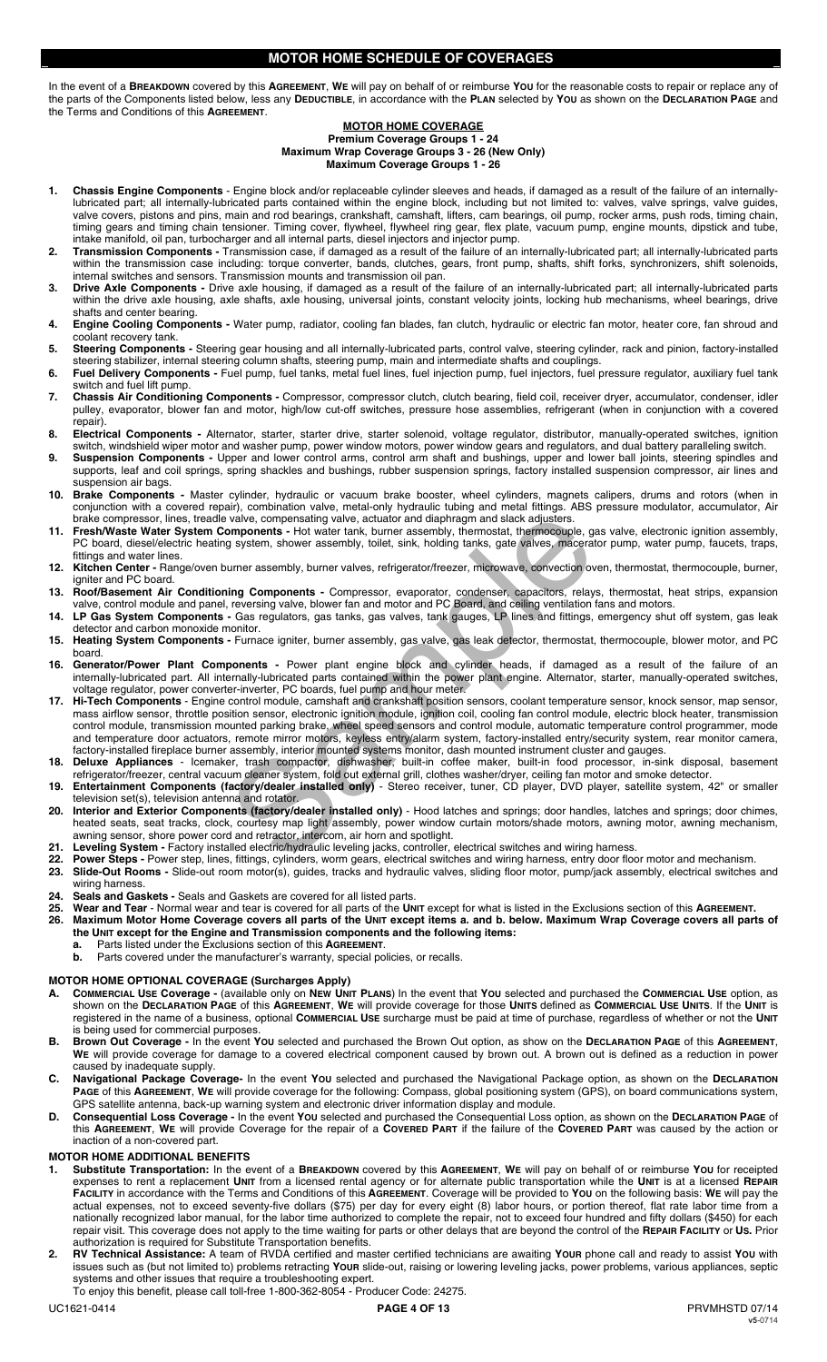# MOTOR HOME SCHEDULE OF COVERAGES

In the event of a **BREAKDOWN** covered by this **AGREEMENT**, **WE** will pay on behalf of or reimburse **YOU** for the reasonable costs to repair or replace any of the parts of the Components listed below, less any **DEDUCTIBLE**, in accordance with the **PLAN** selected by **YOU** as shown on the **DECLARATION PAGE** and the Terms and Conditions of this **AGREEMENT**.

## MOTOR HOME COVERAGE

**Premium Coverage Groups 1 - 24**
**Maximum Wrap Coverage Groups 3 - 26 (New Only)**
**Maximum Coverage Groups 1 - 26**

1. **Chassis Engine Components** - Engine block and/or replaceable cylinder sleeves and heads, if damaged as a result of the failure of an internally-lubricated part; all internally-lubricated parts contained within the engine block, including but not limited to: valves, valve springs, valve guides, valve covers, pistons and pins, main and rod bearings, crankshaft, camshaft, lifters, cam bearings, oil pump, rocker arms, push rods, timing chain, timing gears and timing chain tensioner. Timing cover, flywheel, flywheel ring gear, flex plate, vacuum pump, engine mounts, dipstick and tube, intake manifold, oil pan, turbocharger and all internal parts, diesel injectors and injector pump.
2. **Transmission Components -** Transmission case, if damaged as a result of the failure of an internally-lubricated part; all internally-lubricated parts within the transmission case including: torque converter, bands, clutches, gears, front pump, shafts, shift forks, synchronizers, shift solenoids, internal switches and sensors. Transmission mounts and transmission oil pan.
3. **Drive Axle Components -** Drive axle housing, if damaged as a result of the failure of an internally-lubricated part; all internally-lubricated parts within the drive axle housing, axle shafts, axle housing, universal joints, constant velocity joints, locking hub mechanisms, wheel bearings, drive shafts and center bearing.
4. **Engine Cooling Components -** Water pump, radiator, cooling fan blades, fan clutch, hydraulic or electric fan motor, heater core, fan shroud and coolant recovery tank.
5. **Steering Components -** Steering gear housing and all internally-lubricated parts, control valve, steering cylinder, rack and pinion, factory-installed steering stabilizer, internal steering column shafts, steering pump, main and intermediate shafts and couplings.
6. **Fuel Delivery Components -** Fuel pump, fuel tanks, metal fuel lines, fuel injection pump, fuel injectors, fuel pressure regulator, auxiliary fuel tank switch and fuel lift pump.
7. **Chassis Air Conditioning Components -** Compressor, compressor clutch, clutch bearing, field coil, receiver dryer, accumulator, condenser, idler pulley, evaporator, blower fan and motor, high/low cut-off switches, pressure hose assemblies, refrigerant (when in conjunction with a covered repair).
8. **Electrical Components -** Alternator, starter, starter drive, starter solenoid, voltage regulator, distributor, manually-operated switches, ignition switch, windshield wiper motor and washer pump, power window motors, power window gears and regulators, and dual battery paralleling switch.
9. **Suspension Components -** Upper and lower control arms, control arm shaft and bushings, upper and lower ball joints, steering spindles and supports, leaf and coil springs, spring shackles and bushings, rubber suspension springs, factory installed suspension compressor, air lines and suspension air bags.
10. **Brake Components -** Master cylinder, hydraulic or vacuum brake booster, wheel cylinders, magnets calipers, drums and rotors (when in conjunction with a covered repair), combination valve, metal-only hydraulic tubing and metal fittings. ABS pressure modulator, accumulator, Air brake compressor, lines, treadle valve, compensating valve, actuator and diaphragm and slack adjusters.
11. **Fresh/Waste Water System Components -** Hot water tank, burner assembly, thermostat, thermocouple, gas valve, electronic ignition assembly, PC board, diesel/electric heating system, shower assembly, toilet, sink, holding tanks, gate valves, macerator pump, water pump, faucets, traps, fittings and water lines.
12. **Kitchen Center -** Range/oven burner assembly, burner valves, refrigerator/freezer, microwave, convection oven, thermostat, thermocouple, burner, igniter and PC board.
13. **Roof/Basement Air Conditioning Components -** Compressor, evaporator, condenser, capacitors, relays, thermostat, heat strips, expansion valve, control module and panel, reversing valve, blower fan and motor and PC Board, and ceiling ventilation fans and motors.
14. **LP Gas System Components -** Gas regulators, gas tanks, gas valves, tank gauges, LP lines and fittings, emergency shut off system, gas leak detector and carbon monoxide monitor.
15. **Heating System Components -** Furnace igniter, burner assembly, gas valve, gas leak detector, thermostat, thermocouple, blower motor, and PC board.
16. **Generator/Power Plant Components -** Power plant engine block and cylinder heads, if damaged as a result of the failure of an internally-lubricated part. All internally-lubricated parts contained within the power plant engine. Alternator, starter, manually-operated switches, voltage regulator, power converter-inverter, PC boards, fuel pump and hour meter.
17. **Hi-Tech Components** - Engine control module, camshaft and crankshaft position sensors, coolant temperature sensor, knock sensor, map sensor, mass airflow sensor, throttle position sensor, electronic ignition module, ignition coil, cooling fan control module, electric block heater, transmission control module, transmission mounted parking brake, wheel speed sensors and control module, automatic temperature control programmer, mode and temperature door actuators, remote mirror motors, keyless entry/alarm system, factory-installed entry/security system, rear monitor camera, factory-installed fireplace burner assembly, interior mounted systems monitor, dash mounted instrument cluster and gauges.
18. **Deluxe Appliances** - Icemaker, trash compactor, dishwasher, built-in coffee maker, built-in food processor, in-sink disposal, basement refrigerator/freezer, central vacuum cleaner system, fold out external grill, clothes washer/dryer, ceiling fan motor and smoke detector.
19. **Entertainment Components (factory/dealer installed only)** - Stereo receiver, tuner, CD player, DVD player, satellite system, 42" or smaller television set(s), television antenna and rotator.
20. **Interior and Exterior Components (factory/dealer installed only)** - Hood latches and springs; door handles, latches and springs; door chimes, heated seats, seat tracks, clock, courtesy map light assembly, power window curtain motors/shade motors, awning motor, awning mechanism, awning sensor, shore power cord and retractor, intercom, air horn and spotlight.
21. **Leveling System -** Factory installed electric/hydraulic leveling jacks, controller, electrical switches and wiring harness.
22. **Power Steps -** Power step, lines, fittings, cylinders, worm gears, electrical switches and wiring harness, entry door floor motor and mechanism.
23. **Slide-Out Rooms -** Slide-out room motor(s), guides, tracks and hydraulic valves, sliding floor motor, pump/jack assembly, electrical switches and wiring harness.
24. **Seals and Gaskets -** Seals and Gaskets are covered for all listed parts.
25. **Wear and Tear** - Normal wear and tear is covered for all parts of the **UNIT** except for what is listed in the Exclusions section of this **AGREEMENT.**
26. **Maximum Motor Home Coverage covers all parts of the UNIT except items a. and b. below. Maximum Wrap Coverage covers all parts of the UNIT except for the Engine and Transmission components and the following items:**
    - **a.** Parts listed under the Exclusions section of this **AGREEMENT**.
    - **b.** Parts covered under the manufacturer's warranty, special policies, or recalls.

## MOTOR HOME OPTIONAL COVERAGE (Surcharges Apply)

- **A. COMMERCIAL USE Coverage -** (available only on **NEW UNIT PLANS**) In the event that **YOU** selected and purchased the **COMMERCIAL USE** option, as shown on the **DECLARATION PAGE** of this **AGREEMENT**, **WE** will provide coverage for those **UNITS** defined as **COMMERCIAL USE UNITS**. If the **UNIT** is registered in the name of a business, optional **COMMERCIAL USE** surcharge must be paid at time of purchase, regardless of whether or not the **UNIT** is being used for commercial purposes.
- **B. Brown Out Coverage -** In the event **YOU** selected and purchased the Brown Out option, as show on the **DECLARATION PAGE** of this **AGREEMENT**, **WE** will provide coverage for damage to a covered electrical component caused by brown out. A brown out is defined as a reduction in power caused by inadequate supply.
- **C. Navigational Package Coverage-** In the event **YOU** selected and purchased the Navigational Package option, as shown on the **DECLARATION PAGE** of this **AGREEMENT**, **WE** will provide coverage for the following: Compass, global positioning system (GPS), on board communications system, GPS satellite antenna, back-up warning system and electronic driver information display and module.
- **D. Consequential Loss Coverage -** In the event **YOU** selected and purchased the Consequential Loss option, as shown on the **DECLARATION PAGE** of this **AGREEMENT**, **WE** will provide Coverage for the repair of a **COVERED PART** if the failure of the **COVERED PART** was caused by the action or inaction of a non-covered part.

## MOTOR HOME ADDITIONAL BENEFITS

1. **Substitute Transportation:** In the event of a **BREAKDOWN** covered by this **AGREEMENT**, **WE** will pay on behalf of or reimburse **YOU** for receipted expenses to rent a replacement **UNIT** from a licensed rental agency or for alternate public transportation while the **UNIT** is at a licensed **REPAIR FACILITY** in accordance with the Terms and Conditions of this **AGREEMENT**. Coverage will be provided to **YOU** on the following basis: **WE** will pay the actual expenses, not to exceed seventy-five dollars ($75) per day for every eight (8) labor hours, or portion thereof, flat rate labor time from a nationally recognized labor manual, for the labor time authorized to complete the repair, not to exceed four hundred and fifty dollars ($450) for each repair visit. This coverage does not apply to the time waiting for parts or other delays that are beyond the control of the **REPAIR FACILITY** or **US.** Prior authorization is required for Substitute Transportation benefits.
2. **RV Technical Assistance:** A team of RVDA certified and master certified technicians are awaiting **YOUR** phone call and ready to assist **YOU** with issues such as (but not limited to) problems retracting **YOUR** slide-out, raising or lowering leveling jacks, power problems, various appliances, septic systems and other issues that require a troubleshooting expert.

   To enjoy this benefit, please call toll-free 1-800-362-8054 - Producer Code: 24275.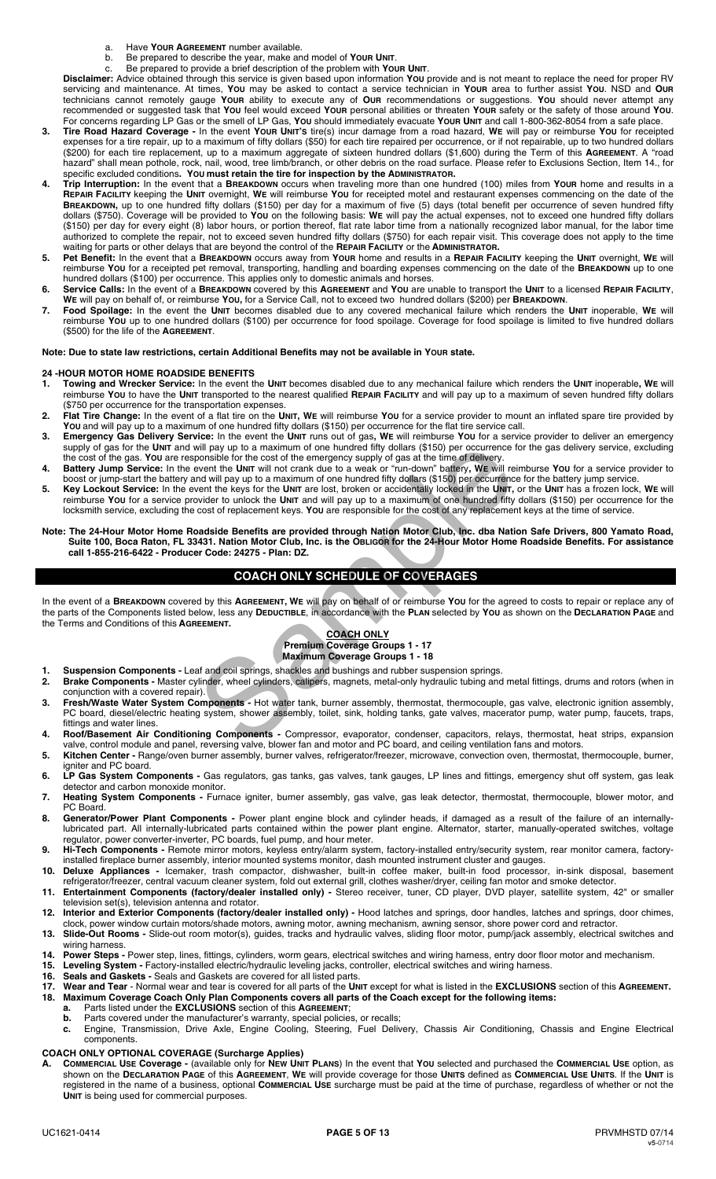a. Have **YOUR AGREEMENT** number available.
b. Be prepared to describe the year, make and model of **YOUR UNIT**.
c. Be prepared to provide a brief description of the problem with **YOUR UNIT**.

**Disclaimer:** Advice obtained through this service is given based upon information **YOU** provide and is not meant to replace the need for proper RV servicing and maintenance. At times, **YOU** may be asked to contact a service technician in **YOUR** area to further assist **YOU**. NSD and **OUR** technicians cannot remotely gauge **YOUR** ability to execute any of **OUR** recommendations or suggestions. **YOU** should never attempt any recommended or suggested task that **YOU** feel would exceed **YOUR** personal abilities or threaten **YOUR** safety or the safety of those around **YOU**. For concerns regarding LP Gas or the smell of LP Gas, **YOU** should immediately evacuate **YOUR UNIT** and call 1-800-362-8054 from a safe place.

3. **Tire Road Hazard Coverage -** In the event **YOUR UNIT'S** tire(s) incur damage from a road hazard, **WE** will pay or reimburse **YOU** for receipted expenses for a tire repair, up to a maximum of fifty dollars ($50) for each tire repaired per occurrence, or if not repairable, up to two hundred dollars ($200) for each tire replacement, up to a maximum aggregate of sixteen hundred dollars ($1,600) during the Term of this **AGREEMENT**. A "road hazard" shall mean pothole, rock, nail, wood, tree limb/branch, or other debris on the road surface. Please refer to Exclusions Section, Item 14., for specific excluded conditions**. YOU must retain the tire for inspection by the ADMINISTRATOR.**
4. **Trip Interruption:** In the event that a **BREAKDOWN** occurs when traveling more than one hundred (100) miles from **YOUR** home and results in a **REPAIR FACILITY** keeping the **UNIT** overnight, **WE** will reimburse **YOU** for receipted motel and restaurant expenses commencing on the date of the **BREAKDOWN,** up to one hundred fifty dollars ($150) per day for a maximum of five (5) days (total benefit per occurrence of seven hundred fifty dollars ($750). Coverage will be provided to **YOU** on the following basis: **WE** will pay the actual expenses, not to exceed one hundred fifty dollars ($150) per day for every eight (8) labor hours, or portion thereof, flat rate labor time from a nationally recognized labor manual, for the labor time authorized to complete the repair, not to exceed seven hundred fifty dollars ($750) for each repair visit. This coverage does not apply to the time waiting for parts or other delays that are beyond the control of the **REPAIR FACILITY** or the **ADMINISTRATOR.**
5. **Pet Benefit:** In the event that a **BREAKDOWN** occurs away from **YOUR** home and results in a **REPAIR FACILITY** keeping the **UNIT** overnight, **WE** will reimburse **YOU** for a receipted pet removal, transporting, handling and boarding expenses commencing on the date of the **BREAKDOWN** up to one hundred dollars ($100) per occurrence. This applies only to domestic animals and horses.
6. **Service Calls:** In the event of a **BREAKDOWN** covered by this **AGREEMENT** and **YOU** are unable to transport the **UNIT** to a licensed **REPAIR FACILITY**, **WE** will pay on behalf of, or reimburse **YOU,** for a Service Call, not to exceed two hundred dollars ($200) per **BREAKDOWN**.
7. **Food Spoilage:** In the event the **UNIT** becomes disabled due to any covered mechanical failure which renders the **UNIT** inoperable, **WE** will reimburse **YOU** up to one hundred dollars ($100) per occurrence for food spoilage. Coverage for food spoilage is limited to five hundred dollars ($500) for the life of the **AGREEMENT**.

**Note: Due to state law restrictions, certain Additional Benefits may not be available in YOUR state.**

**24 -HOUR MOTOR HOME ROADSIDE BENEFITS**

1. **Towing and Wrecker Service:** In the event the **UNIT** becomes disabled due to any mechanical failure which renders the **UNIT** inoperable**, WE** will reimburse **YOU** to have the **UNIT** transported to the nearest qualified **REPAIR FACILITY** and will pay up to a maximum of seven hundred fifty dollars ($750 per occurrence for the transportation expenses.
2. **Flat Tire Change:** In the event of a flat tire on the **UNIT, WE** will reimburse **YOU** for a service provider to mount an inflated spare tire provided by **YOU** and will pay up to a maximum of one hundred fifty dollars ($150) per occurrence for the flat tire service call.
3. **Emergency Gas Delivery Service:** In the event the **UNIT** runs out of gas**, WE** will reimburse **YOU** for a service provider to deliver an emergency supply of gas for the **UNIT** and will pay up to a maximum of one hundred fifty dollars ($150) per occurrence for the gas delivery service, excluding the cost of the gas. **YOU** are responsible for the cost of the emergency supply of gas at the time of delivery.
4. **Battery Jump Service:** In the event the **UNIT** will not crank due to a weak or "run-down" battery**, WE** will reimburse **YOU** for a service provider to boost or jump-start the battery and will pay up to a maximum of one hundred fifty dollars ($150) per occurrence for the battery jump service.
5. **Key Lockout Service:** In the event the keys for the **UNIT** are lost, broken or accidentally locked in the **UNIT,** or the **UNIT** has a frozen lock, **WE** will reimburse **YOU** for a service provider to unlock the **UNIT** and will pay up to a maximum of one hundred fifty dollars ($150) per occurrence for the locksmith service, excluding the cost of replacement keys. **YOU** are responsible for the cost of any replacement keys at the time of service.

**Note: The 24-Hour Motor Home Roadside Benefits are provided through Nation Motor Club, Inc. dba Nation Safe Drivers, 800 Yamato Road, Suite 100, Boca Raton, FL 33431. Nation Motor Club, Inc. is the OBLIGOR for the 24-Hour Motor Home Roadside Benefits. For assistance call 1-855-216-6422 - Producer Code: 24275 - Plan: DZ.**

## COACH ONLY SCHEDULE OF COVERAGES

In the event of a **BREAKDOWN** covered by this **AGREEMENT, WE** will pay on behalf of or reimburse **YOU** for the agreed to costs to repair or replace any of the parts of the Components listed below, less any **DEDUCTIBLE**, in accordance with the **PLAN** selected by **YOU** as shown on the **DECLARATION PAGE** and the Terms and Conditions of this **AGREEMENT.**

**COACH ONLY**
**Premium Coverage Groups 1 - 17**
**Maximum Coverage Groups 1 - 18**

1. **Suspension Components -** Leaf and coil springs, shackles and bushings and rubber suspension springs.
2. **Brake Components -** Master cylinder, wheel cylinders, calipers, magnets, metal-only hydraulic tubing and metal fittings, drums and rotors (when in conjunction with a covered repair).
3. **Fresh/Waste Water System Components -** Hot water tank, burner assembly, thermostat, thermocouple, gas valve, electronic ignition assembly, PC board, diesel/electric heating system, shower assembly, toilet, sink, holding tanks, gate valves, macerator pump, water pump, faucets, traps, fittings and water lines.
4. **Roof/Basement Air Conditioning Components -** Compressor, evaporator, condenser, capacitors, relays, thermostat, heat strips, expansion valve, control module and panel, reversing valve, blower fan and motor and PC board, and ceiling ventilation fans and motors.
5. **Kitchen Center -** Range/oven burner assembly, burner valves, refrigerator/freezer, microwave, convection oven, thermostat, thermocouple, burner, igniter and PC board.
6. **LP Gas System Components -** Gas regulators, gas tanks, gas valves, tank gauges, LP lines and fittings, emergency shut off system, gas leak detector and carbon monoxide monitor.
7. **Heating System Components -** Furnace igniter, burner assembly, gas valve, gas leak detector, thermostat, thermocouple, blower motor, and PC Board.
8. **Generator/Power Plant Components -** Power plant engine block and cylinder heads, if damaged as a result of the failure of an internally-lubricated part. All internally-lubricated parts contained within the power plant engine. Alternator, starter, manually-operated switches, voltage regulator, power converter-inverter, PC boards, fuel pump, and hour meter.
9. **Hi-Tech Components -** Remote mirror motors, keyless entry/alarm system, factory-installed entry/security system, rear monitor camera, factory-installed fireplace burner assembly, interior mounted systems monitor, dash mounted instrument cluster and gauges.
10. **Deluxe Appliances -** Icemaker, trash compactor, dishwasher, built-in coffee maker, built-in food processor, in-sink disposal, basement refrigerator/freezer, central vacuum cleaner system, fold out external grill, clothes washer/dryer, ceiling fan motor and smoke detector.
11. **Entertainment Components (factory/dealer installed only) -** Stereo receiver, tuner, CD player, DVD player, satellite system, 42" or smaller television set(s), television antenna and rotator.
12. **Interior and Exterior Components (factory/dealer installed only) -** Hood latches and springs, door handles, latches and springs, door chimes, clock, power window curtain motors/shade motors, awning motor, awning mechanism, awning sensor, shore power cord and retractor.
13. **Slide-Out Rooms -** Slide-out room motor(s), guides, tracks and hydraulic valves, sliding floor motor, pump/jack assembly, electrical switches and wiring harness.
14. **Power Steps -** Power step, lines, fittings, cylinders, worm gears, electrical switches and wiring harness, entry door floor motor and mechanism.
15. **Leveling System -** Factory-installed electric/hydraulic leveling jacks, controller, electrical switches and wiring harness.
16. **Seals and Gaskets -** Seals and Gaskets are covered for all listed parts.
17. **Wear and Tear** - Normal wear and tear is covered for all parts of the **UNIT** except for what is listed in the **EXCLUSIONS** section of this **AGREEMENT.**
18. **Maximum Coverage Coach Only Plan Components covers all parts of the Coach except for the following items:**
    a. Parts listed under the **EXCLUSIONS** section of this **AGREEMENT**;
    b. Parts covered under the manufacturer's warranty, special policies, or recalls;
    c. Engine, Transmission, Drive Axle, Engine Cooling, Steering, Fuel Delivery, Chassis Air Conditioning, Chassis and Engine Electrical components.

**COACH ONLY OPTIONAL COVERAGE (Surcharge Applies)**

A. **COMMERCIAL USE Coverage -** (available only for **NEW UNIT PLANS**) In the event that **YOU** selected and purchased the **COMMERCIAL USE** option, as shown on the **DECLARATION PAGE** of this **AGREEMENT**, **WE** will provide coverage for those **UNITS** defined as **COMMERCIAL USE UNITS**. If the **UNIT** is registered in the name of a business, optional **COMMERCIAL USE** surcharge must be paid at the time of purchase, regardless of whether or not the **UNIT** is being used for commercial purposes.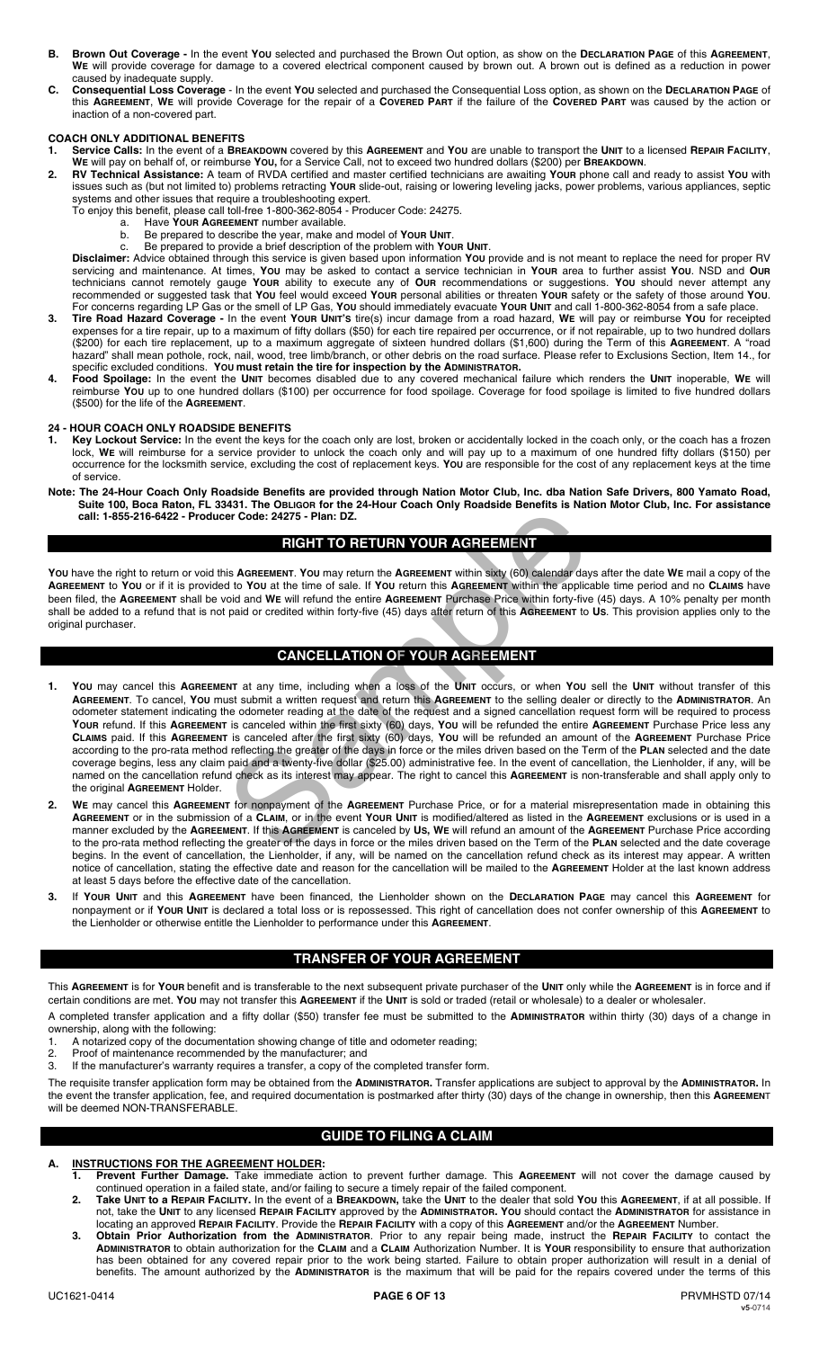**B. Brown Out Coverage -** In the event **YOU** selected and purchased the Brown Out option, as show on the **DECLARATION PAGE** of this **AGREEMENT**, **WE** will provide coverage for damage to a covered electrical component caused by brown out. A brown out is defined as a reduction in power caused by inadequate supply.

**C. Consequential Loss Coverage** - In the event **YOU** selected and purchased the Consequential Loss option, as shown on the **DECLARATION PAGE** of this **AGREEMENT**, **WE** will provide Coverage for the repair of a **COVERED PART** if the failure of the **COVERED PART** was caused by the action or inaction of a non-covered part.

**COACH ONLY ADDITIONAL BENEFITS**

1. **Service Calls:** In the event of a **BREAKDOWN** covered by this **AGREEMENT** and **YOU** are unable to transport the **UNIT** to a licensed **REPAIR FACILITY**, **WE** will pay on behalf of, or reimburse **YOU**, for a Service Call, not to exceed two hundred dollars ($200) per **BREAKDOWN**.
2. **RV Technical Assistance:** A team of RVDA certified and master certified technicians are awaiting **YOUR** phone call and ready to assist **YOU** with issues such as (but not limited to) problems retracting **YOUR** slide-out, raising or lowering leveling jacks, power problems, various appliances, septic systems and other issues that require a troubleshooting expert.
   To enjoy this benefit, please call toll-free 1-800-362-8054 - Producer Code: 24275.
   a. Have **YOUR AGREEMENT** number available.
   b. Be prepared to describe the year, make and model of **YOUR UNIT**.
   c. Be prepared to provide a brief description of the problem with **YOUR UNIT**.

   **Disclaimer:** Advice obtained through this service is given based upon information **YOU** provide and is not meant to replace the need for proper RV servicing and maintenance. At times, **YOU** may be asked to contact a service technician in **YOUR** area to further assist **YOU**. NSD and **OUR** technicians cannot remotely gauge **YOUR** ability to execute any of **OUR** recommendations or suggestions. **YOU** should never attempt any recommended or suggested task that **YOU** feel would exceed **YOUR** personal abilities or threaten **YOUR** safety or the safety of those around **YOU**. For concerns regarding LP Gas or the smell of LP Gas, **YOU** should immediately evacuate **YOUR UNIT** and call 1-800-362-8054 from a safe place.
3. **Tire Road Hazard Coverage -** In the event **YOUR UNIT'S** tire(s) incur damage from a road hazard, **WE** will pay or reimburse **YOU** for receipted expenses for a tire repair, up to a maximum of fifty dollars ($50) for each tire repaired per occurrence, or if not repairable, up to two hundred dollars ($200) for each tire replacement, up to a maximum aggregate of sixteen hundred dollars ($1,600) during the Term of this **AGREEMENT**. A "road hazard" shall mean pothole, rock, nail, wood, tree limb/branch, or other debris on the road surface. Please refer to Exclusions Section, Item 14., for specific excluded conditions. **YOU must retain the tire for inspection by the ADMINISTRATOR.**
4. **Food Spoilage:** In the event the **UNIT** becomes disabled due to any covered mechanical failure which renders the **UNIT** inoperable, **WE** will reimburse **YOU** up to one hundred dollars ($100) per occurrence for food spoilage. Coverage for food spoilage is limited to five hundred dollars ($500) for the life of the **AGREEMENT**.

**24 - HOUR COACH ONLY ROADSIDE BENEFITS**

1. **Key Lockout Service:** In the event the keys for the coach only are lost, broken or accidentally locked in the coach only, or the coach has a frozen lock, **WE** will reimburse for a service provider to unlock the coach only and will pay up to a maximum of one hundred fifty dollars ($150) per occurrence for the locksmith service, excluding the cost of replacement keys. **YOU** are responsible for the cost of any replacement keys at the time of service.

**Note: The 24-Hour Coach Only Roadside Benefits are provided through Nation Motor Club, Inc. dba Nation Safe Drivers, 800 Yamato Road, Suite 100, Boca Raton, FL 33431. The OBLIGOR for the 24-Hour Coach Only Roadside Benefits is Nation Motor Club, Inc. For assistance call: 1-855-216-6422 - Producer Code: 24275 - Plan: DZ.**

## RIGHT TO RETURN YOUR AGREEMENT

**YOU** have the right to return or void this **AGREEMENT**. **YOU** may return the **AGREEMENT** within sixty (60) calendar days after the date **WE** mail a copy of the **AGREEMENT** to **YOU** or if it is provided to **YOU** at the time of sale. If **YOU** return this **AGREEMENT** within the applicable time period and no **CLAIMS** have been filed, the **AGREEMENT** shall be void and **WE** will refund the entire **AGREEMENT** Purchase Price within forty-five (45) days. A 10% penalty per month shall be added to a refund that is not paid or credited within forty-five (45) days after return of this **AGREEMENT** to **US**. This provision applies only to the original purchaser.

## CANCELLATION OF YOUR AGREEMENT

1. **YOU** may cancel this **AGREEMENT** at any time, including when a loss of the **UNIT** occurs, or when **YOU** sell the **UNIT** without transfer of this **AGREEMENT**. To cancel, **YOU** must submit a written request and return this **AGREEMENT** to the selling dealer or directly to the **ADMINISTRATOR**. An odometer statement indicating the odometer reading at the date of the request and a signed cancellation request form will be required to process **YOUR** refund. If this **AGREEMENT** is canceled within the first sixty (60) days, **YOU** will be refunded the entire **AGREEMENT** Purchase Price less any **CLAIMS** paid. If this **AGREEMENT** is canceled after the first sixty (60) days, **YOU** will be refunded an amount of the **AGREEMENT** Purchase Price according to the pro-rata method reflecting the greater of the days in force or the miles driven based on the Term of the **PLAN** selected and the date coverage begins, less any claim paid and a twenty-five dollar ($25.00) administrative fee. In the event of cancellation, the Lienholder, if any, will be named on the cancellation refund check as its interest may appear. The right to cancel this **AGREEMENT** is non-transferable and shall apply only to the original **AGREEMENT** Holder.
2. **WE** may cancel this **AGREEMENT** for nonpayment of the **AGREEMENT** Purchase Price, or for a material misrepresentation made in obtaining this **AGREEMENT** or in the submission of a **CLAIM**, or in the event **YOUR UNIT** is modified/altered as listed in the **AGREEMENT** exclusions or is used in a manner excluded by the **AGREEMENT**. If this **AGREEMENT** is canceled by **US, WE** will refund an amount of the **AGREEMENT** Purchase Price according to the pro-rata method reflecting the greater of the days in force or the miles driven based on the Term of the **PLAN** selected and the date coverage begins. In the event of cancellation, the Lienholder, if any, will be named on the cancellation refund check as its interest may appear. A written notice of cancellation, stating the effective date and reason for the cancellation will be mailed to the **AGREEMENT** Holder at the last known address at least 5 days before the effective date of the cancellation.
3. If **YOUR UNIT** and this **AGREEMENT** have been financed, the Lienholder shown on the **DECLARATION PAGE** may cancel this **AGREEMENT** for nonpayment or if **YOUR UNIT** is declared a total loss or is repossessed. This right of cancellation does not confer ownership of this **AGREEMENT** to the Lienholder or otherwise entitle the Lienholder to performance under this **AGREEMENT**.

## TRANSFER OF YOUR AGREEMENT

This **AGREEMENT** is for **YOUR** benefit and is transferable to the next subsequent private purchaser of the **UNIT** only while the **AGREEMENT** is in force and if certain conditions are met. **YOU** may not transfer this **AGREEMENT** if the **UNIT** is sold or traded (retail or wholesale) to a dealer or wholesaler.

A completed transfer application and a fifty dollar ($50) transfer fee must be submitted to the **ADMINISTRATOR** within thirty (30) days of a change in ownership, along with the following:

1. A notarized copy of the documentation showing change of title and odometer reading;
2. Proof of maintenance recommended by the manufacturer; and
3. If the manufacturer's warranty requires a transfer, a copy of the completed transfer form.

The requisite transfer application form may be obtained from the **ADMINISTRATOR.** Transfer applications are subject to approval by the **ADMINISTRATOR.** In the event the transfer application, fee, and required documentation is postmarked after thirty (30) days of the change in ownership, then this **AGREEMENT** will be deemed NON-TRANSFERABLE.

## GUIDE TO FILING A CLAIM

**A. INSTRUCTIONS FOR THE AGREEMENT HOLDER:**

1. **Prevent Further Damage.** Take immediate action to prevent further damage. This **AGREEMENT** will not cover the damage caused by continued operation in a failed state, and/or failing to secure a timely repair of the failed component.
2. **Take UNIT to a REPAIR FACILITY.** In the event of a **BREAKDOWN**, take the **UNIT** to the dealer that sold **YOU** this **AGREEMENT**, if at all possible. If not, take the **UNIT** to any licensed **REPAIR FACILITY** approved by the **ADMINISTRATOR. YOU** should contact the **ADMINISTRATOR** for assistance in locating an approved **REPAIR FACILITY**. Provide the **REPAIR FACILITY** with a copy of this **AGREEMENT** and/or the **AGREEMENT** Number.
3. **Obtain Prior Authorization from the ADMINISTRATOR**. Prior to any repair being made, instruct the **REPAIR FACILITY** to contact the **ADMINISTRATOR** to obtain authorization for the **CLAIM** and a **CLAIM** Authorization Number. It is **YOUR** responsibility to ensure that authorization has been obtained for any covered repair prior to the work being started. Failure to obtain proper authorization will result in a denial of benefits. The amount authorized by the **ADMINISTRATOR** is the maximum that will be paid for the repairs covered under the terms of this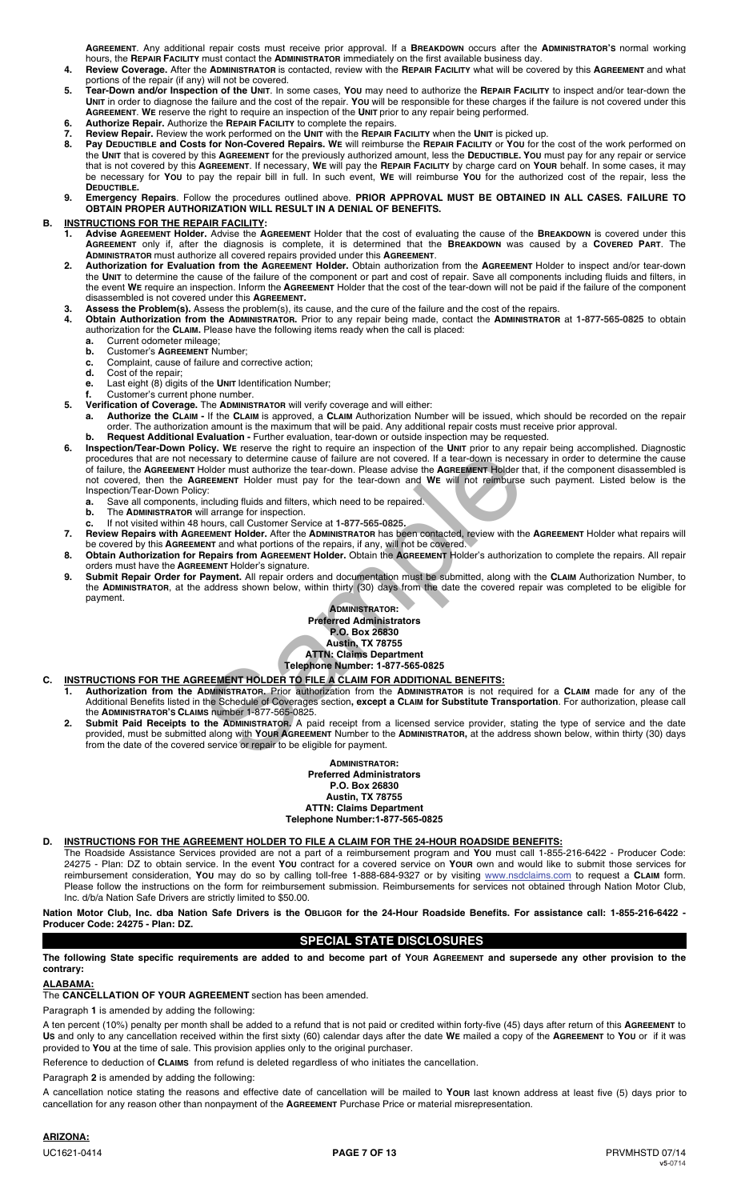**AGREEMENT**. Any additional repair costs must receive prior approval. If a **BREAKDOWN** occurs after the **ADMINISTRATOR'S** normal working hours, the **REPAIR FACILITY** must contact the **ADMINISTRATOR** immediately on the first available business day.

4. **Review Coverage.** After the **ADMINISTRATOR** is contacted, review with the **REPAIR FACILITY** what will be covered by this **AGREEMENT** and what portions of the repair (if any) will not be covered.
5. **Tear-Down and/or Inspection of the UNIT**. In some cases, **YOU** may need to authorize the **REPAIR FACILITY** to inspect and/or tear-down the **UNIT** in order to diagnose the failure and the cost of the repair. **YOU** will be responsible for these charges if the failure is not covered under this **AGREEMENT**. **WE** reserve the right to require an inspection of the **UNIT** prior to any repair being performed.
6. **Authorize Repair.** Authorize the **REPAIR FACILITY** to complete the repairs.
7. **Review Repair.** Review the work performed on the **UNIT** with the **REPAIR FACILITY** when the **UNIT** is picked up.
8. **Pay DEDUCTIBLE and Costs for Non-Covered Repairs. WE** will reimburse the **REPAIR FACILITY** or **YOU** for the cost of the work performed on the **UNIT** that is covered by this **AGREEMENT** for the previously authorized amount, less the **DEDUCTIBLE. YOU** must pay for any repair or service that is not covered by this **AGREEMENT**. If necessary, **WE** will pay the **REPAIR FACILITY** by charge card on **YOUR** behalf. In some cases, it may be necessary for **YOU** to pay the repair bill in full. In such event, **WE** will reimburse **YOU** for the authorized cost of the repair, less the **DEDUCTIBLE.**
9. **Emergency Repairs**. Follow the procedures outlined above. **PRIOR APPROVAL MUST BE OBTAINED IN ALL CASES. FAILURE TO OBTAIN PROPER AUTHORIZATION WILL RESULT IN A DENIAL OF BENEFITS.**

**B. INSTRUCTIONS FOR THE REPAIR FACILITY:**

1. **Advise AGREEMENT Holder.** Advise the **AGREEMENT** Holder that the cost of evaluating the cause of the **BREAKDOWN** is covered under this **AGREEMENT** only if, after the diagnosis is complete, it is determined that the **BREAKDOWN** was caused by a **COVERED PART**. The **ADMINISTRATOR** must authorize all covered repairs provided under this **AGREEMENT**.
2. **Authorization for Evaluation from the AGREEMENT Holder.** Obtain authorization from the **AGREEMENT** Holder to inspect and/or tear-down the **UNIT** to determine the cause of the failure of the component or part and cost of repair. Save all components including fluids and filters, in the event **WE** require an inspection. Inform the **AGREEMENT** Holder that the cost of the tear-down will not be paid if the failure of the component disassembled is not covered under this **AGREEMENT.**
3. **Assess the Problem(s).** Assess the problem(s), its cause, and the cure of the failure and the cost of the repairs.
4. **Obtain Authorization from the ADMINISTRATOR.** Prior to any repair being made, contact the **ADMINISTRATOR** at **1-877-565-0825** to obtain authorization for the **CLAIM.** Please have the following items ready when the call is placed:
   - **a.** Current odometer mileage;
   - **b.** Customer's **AGREEMENT** Number;
   - **c.** Complaint, cause of failure and corrective action;
   - **d.** Cost of the repair;
   - **e.** Last eight (8) digits of the **UNIT** Identification Number;
   - **f.** Customer's current phone number.
5. **Verification of Coverage.** The **ADMINISTRATOR** will verify coverage and will either:
   - **a. Authorize the CLAIM -** If the **CLAIM** is approved, a **CLAIM** Authorization Number will be issued, which should be recorded on the repair order. The authorization amount is the maximum that will be paid. Any additional repair costs must receive prior approval.
   - **b. Request Additional Evaluation -** Further evaluation, tear-down or outside inspection may be requested.
6. **Inspection/Tear-Down Policy. WE** reserve the right to require an inspection of the **UNIT** prior to any repair being accomplished. Diagnostic procedures that are not necessary to determine cause of failure are not covered. If a tear-down is necessary in order to determine the cause of failure, the **AGREEMENT** Holder must authorize the tear-down. Please advise the **AGREEMENT** Holder that, if the component disassembled is not covered, then the **AGREEMENT** Holder must pay for the tear-down and **WE** will not reimburse such payment. Listed below is the Inspection/Tear-Down Policy:
   - **a.** Save all components, including fluids and filters, which need to be repaired.
   - **b.** The **ADMINISTRATOR** will arrange for inspection.
   - **c.** If not visited within 48 hours, call Customer Service at **1-877-565-0825.**
7. **Review Repairs with AGREEMENT Holder.** After the **ADMINISTRATOR** has been contacted, review with the **AGREEMENT** Holder what repairs will be covered by this **AGREEMENT** and what portions of the repairs, if any, will not be covered.
8. **Obtain Authorization for Repairs from AGREEMENT Holder.** Obtain the **AGREEMENT** Holder's authorization to complete the repairs. All repair orders must have the **AGREEMENT** Holder's signature.
9. **Submit Repair Order for Payment.** All repair orders and documentation must be submitted, along with the **CLAIM** Authorization Number, to the **ADMINISTRATOR**, at the address shown below, within thirty (30) days from the date the covered repair was completed to be eligible for payment.

**ADMINISTRATOR:**
**Preferred Administrators**
**P.O. Box 26830**
**Austin, TX 78755**
**ATTN: Claims Department**
**Telephone Number: 1-877-565-0825**

**C. INSTRUCTIONS FOR THE AGREEMENT HOLDER TO FILE A CLAIM FOR ADDITIONAL BENEFITS:**

1. **Authorization from the ADMINISTRATOR.** Prior authorization from the **ADMINISTRATOR** is not required for a **CLAIM** made for any of the Additional Benefits listed in the Schedule of Coverages section**, except a CLAIM for Substitute Transportation**. For authorization, please call the **ADMINISTRATOR'S CLAIMS** number 1-877-565-0825.
2. **Submit Paid Receipts to the ADMINISTRATOR.** A paid receipt from a licensed service provider, stating the type of service and the date provided, must be submitted along with **YOUR AGREEMENT** Number to the **ADMINISTRATOR,** at the address shown below, within thirty (30) days from the date of the covered service or repair to be eligible for payment.

**ADMINISTRATOR:**
**Preferred Administrators**
**P.O. Box 26830**
**Austin, TX 78755**
**ATTN: Claims Department**
**Telephone Number:1-877-565-0825**

**D. INSTRUCTIONS FOR THE AGREEMENT HOLDER TO FILE A CLAIM FOR THE 24-HOUR ROADSIDE BENEFITS:**

The Roadside Assistance Services provided are not a part of a reimbursement program and **YOU** must call 1-855-216-6422 - Producer Code: 24275 - Plan: DZ to obtain service. In the event **YOU** contract for a covered service on **YOUR** own and would like to submit those services for reimbursement consideration, **YOU** may do so by calling toll-free 1-888-684-9327 or by visiting www.nsdclaims.com to request a **CLAIM** form. Please follow the instructions on the form for reimbursement submission. Reimbursements for services not obtained through Nation Motor Club, Inc. d/b/a Nation Safe Drivers are strictly limited to $50.00.

**Nation Motor Club, Inc. dba Nation Safe Drivers is the OBLIGOR for the 24-Hour Roadside Benefits. For assistance call: 1-855-216-6422 - Producer Code: 24275 - Plan: DZ.**

## SPECIAL STATE DISCLOSURES

**The following State specific requirements are added to and become part of YOUR AGREEMENT and supersede any other provision to the contrary:**

**ALABAMA:**

The **CANCELLATION OF YOUR AGREEMENT** section has been amended.

Paragraph **1** is amended by adding the following:

A ten percent (10%) penalty per month shall be added to a refund that is not paid or credited within forty-five (45) days after return of this **AGREEMENT** to **US** and only to any cancellation received within the first sixty (60) calendar days after the date **WE** mailed a copy of the **AGREEMENT** to **YOU** or if it was provided to **YOU** at the time of sale. This provision applies only to the original purchaser.

Reference to deduction of **CLAIMS** from refund is deleted regardless of who initiates the cancellation.

Paragraph **2** is amended by adding the following:

A cancellation notice stating the reasons and effective date of cancellation will be mailed to **YOUR** last known address at least five (5) days prior to cancellation for any reason other than nonpayment of the **AGREEMENT** Purchase Price or material misrepresentation.

**ARIZONA:**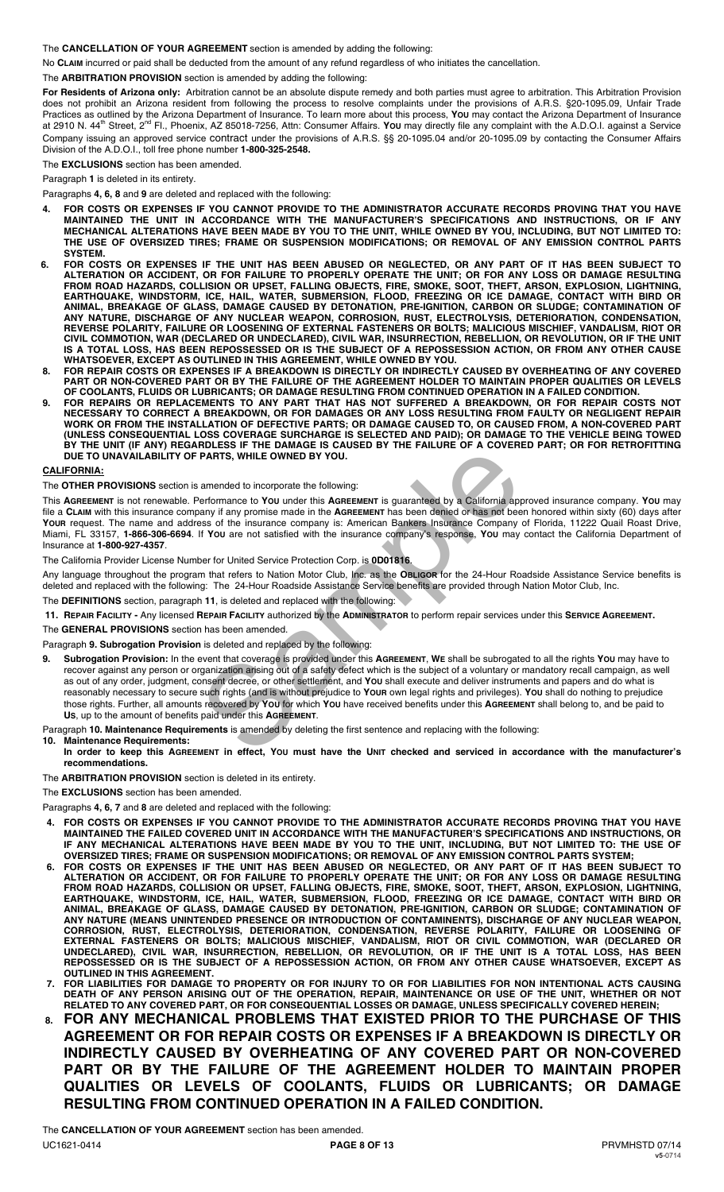The **CANCELLATION OF YOUR AGREEMENT** section is amended by adding the following:

No **CLAIM** incurred or paid shall be deducted from the amount of any refund regardless of who initiates the cancellation.

The **ARBITRATION PROVISION** section is amended by adding the following:

**For Residents of Arizona only:** Arbitration cannot be an absolute dispute remedy and both parties must agree to arbitration. This Arbitration Provision does not prohibit an Arizona resident from following the process to resolve complaints under the provisions of A.R.S. §20-1095.09, Unfair Trade Practices as outlined by the Arizona Department of Insurance. To learn more about this process, **YOU** may contact the Arizona Department of Insurance at 2910 N. 44th Street, 2nd Fl., Phoenix, AZ 85018-7256, Attn: Consumer Affairs. **YOU** may directly file any complaint with the A.D.O.I. against a Service Company issuing an approved service contract under the provisions of A.R.S. §§ 20-1095.04 and/or 20-1095.09 by contacting the Consumer Affairs Division of the A.D.O.I., toll free phone number **1-800-325-2548.**

The **EXCLUSIONS** section has been amended.

Paragraph **1** is deleted in its entirety.

Paragraphs **4, 6, 8** and **9** are deleted and replaced with the following:

4. **FOR COSTS OR EXPENSES IF YOU CANNOT PROVIDE TO THE ADMINISTRATOR ACCURATE RECORDS PROVING THAT YOU HAVE MAINTAINED THE UNIT IN ACCORDANCE WITH THE MANUFACTURER'S SPECIFICATIONS AND INSTRUCTIONS, OR IF ANY MECHANICAL ALTERATIONS HAVE BEEN MADE BY YOU TO THE UNIT, WHILE OWNED BY YOU, INCLUDING, BUT NOT LIMITED TO: THE USE OF OVERSIZED TIRES; FRAME OR SUSPENSION MODIFICATIONS; OR REMOVAL OF ANY EMISSION CONTROL PARTS SYSTEM.**
6. **FOR COSTS OR EXPENSES IF THE UNIT HAS BEEN ABUSED OR NEGLECTED, OR ANY PART OF IT HAS BEEN SUBJECT TO ALTERATION OR ACCIDENT, OR FOR FAILURE TO PROPERLY OPERATE THE UNIT; OR FOR ANY LOSS OR DAMAGE RESULTING FROM ROAD HAZARDS, COLLISION OR UPSET, FALLING OBJECTS, FIRE, SMOKE, SOOT, THEFT, ARSON, EXPLOSION, LIGHTNING, EARTHQUAKE, WINDSTORM, ICE, HAIL, WATER, SUBMERSION, FLOOD, FREEZING OR ICE DAMAGE, CONTACT WITH BIRD OR ANIMAL, BREAKAGE OF GLASS, DAMAGE CAUSED BY DETONATION, PRE-IGNITION, CARBON OR SLUDGE; CONTAMINATION OF ANY NATURE, DISCHARGE OF ANY NUCLEAR WEAPON, CORROSION, RUST, ELECTROLYSIS, DETERIORATION, CONDENSATION, REVERSE POLARITY, FAILURE OR LOOSENING OF EXTERNAL FASTENERS OR BOLTS; MALICIOUS MISCHIEF, VANDALISM, RIOT OR CIVIL COMMOTION, WAR (DECLARED OR UNDECLARED), CIVIL WAR, INSURRECTION, REBELLION, OR REVOLUTION, OR IF THE UNIT IS A TOTAL LOSS, HAS BEEN REPOSSESSED OR IS THE SUBJECT OF A REPOSSESSION ACTION, OR FROM ANY OTHER CAUSE WHATSOEVER, EXCEPT AS OUTLINED IN THIS AGREEMENT, WHILE OWNED BY YOU.**
8. **FOR REPAIR COSTS OR EXPENSES IF A BREAKDOWN IS DIRECTLY OR INDIRECTLY CAUSED BY OVERHEATING OF ANY COVERED PART OR NON-COVERED PART OR BY THE FAILURE OF THE AGREEMENT HOLDER TO MAINTAIN PROPER QUALITIES OR LEVELS OF COOLANTS, FLUIDS OR LUBRICANTS; OR DAMAGE RESULTING FROM CONTINUED OPERATION IN A FAILED CONDITION.**
9. **FOR REPAIRS OR REPLACEMENTS TO ANY PART THAT HAS NOT SUFFERED A BREAKDOWN, OR FOR REPAIR COSTS NOT NECESSARY TO CORRECT A BREAKDOWN, OR FOR DAMAGES OR ANY LOSS RESULTING FROM FAULTY OR NEGLIGENT REPAIR WORK OR FROM THE INSTALLATION OF DEFECTIVE PARTS; OR DAMAGE CAUSED TO, OR CAUSED FROM, A NON-COVERED PART (UNLESS CONSEQUENTIAL LOSS COVERAGE SURCHARGE IS SELECTED AND PAID); OR DAMAGE TO THE VEHICLE BEING TOWED BY THE UNIT (IF ANY) REGARDLESS IF THE DAMAGE IS CAUSED BY THE FAILURE OF A COVERED PART; OR FOR RETROFITTING DUE TO UNAVAILABILITY OF PARTS, WHILE OWNED BY YOU.**

**CALIFORNIA:**

The **OTHER PROVISIONS** section is amended to incorporate the following:

This **AGREEMENT** is not renewable. Performance to **YOU** under this **AGREEMENT** is guaranteed by a California approved insurance company. **YOU** may file a **CLAIM** with this insurance company if any promise made in the **AGREEMENT** has been denied or has not been honored within sixty (60) days after **YOUR** request. The name and address of the insurance company is: American Bankers Insurance Company of Florida, 11222 Quail Roost Drive, Miami, FL 33157, **1-866-306-6694**. If **YOU** are not satisfied with the insurance company's response, **YOU** may contact the California Department of Insurance at **1-800-927-4357**.

The California Provider License Number for United Service Protection Corp. is **0D01816**.

Any language throughout the program that refers to Nation Motor Club, Inc. as the **OBLIGOR** for the 24-Hour Roadside Assistance Service benefits is deleted and replaced with the following: The 24-Hour Roadside Assistance Service benefits are provided through Nation Motor Club, Inc.

The **DEFINITIONS** section, paragraph **11**, is deleted and replaced with the following:

**11. REPAIR FACILITY -** Any licensed **REPAIR FACILITY** authorized by the **ADMINISTRATOR** to perform repair services under this **SERVICE AGREEMENT.**

The **GENERAL PROVISIONS** section has been amended.

Paragraph **9. Subrogation Provision** is deleted and replaced by the following:

9. **Subrogation Provision:** In the event that coverage is provided under this **AGREEMENT**, **WE** shall be subrogated to all the rights **YOU** may have to recover against any person or organization arising out of a safety defect which is the subject of a voluntary or mandatory recall campaign, as well as out of any order, judgment, consent decree, or other settlement, and **YOU** shall execute and deliver instruments and papers and do what is reasonably necessary to secure such rights (and is without prejudice to **YOUR** own legal rights and privileges). **YOU** shall do nothing to prejudice those rights. Further, all amounts recovered by **YOU** for which **YOU** have received benefits under this **AGREEMENT** shall belong to, and be paid to **US**, up to the amount of benefits paid under this **AGREEMENT**.

Paragraph **10. Maintenance Requirements** is amended by deleting the first sentence and replacing with the following:

10. **Maintenance Requirements:**
**In order to keep this AGREEMENT in effect, YOU must have the UNIT checked and serviced in accordance with the manufacturer's recommendations.**

The **ARBITRATION PROVISION** section is deleted in its entirety.

The **EXCLUSIONS** section has been amended.

Paragraphs **4, 6, 7** and **8** are deleted and replaced with the following:

4. **FOR COSTS OR EXPENSES IF YOU CANNOT PROVIDE TO THE ADMINISTRATOR ACCURATE RECORDS PROVING THAT YOU HAVE MAINTAINED THE FAILED COVERED UNIT IN ACCORDANCE WITH THE MANUFACTURER'S SPECIFICATIONS AND INSTRUCTIONS, OR IF ANY MECHANICAL ALTERATIONS HAVE BEEN MADE BY YOU TO THE UNIT, INCLUDING, BUT NOT LIMITED TO: THE USE OF OVERSIZED TIRES; FRAME OR SUSPENSION MODIFICATIONS; OR REMOVAL OF ANY EMISSION CONTROL PARTS SYSTEM;**
6. **FOR COSTS OR EXPENSES IF THE UNIT HAS BEEN ABUSED OR NEGLECTED, OR ANY PART OF IT HAS BEEN SUBJECT TO ALTERATION OR ACCIDENT, OR FOR FAILURE TO PROPERLY OPERATE THE UNIT; OR FOR ANY LOSS OR DAMAGE RESULTING FROM ROAD HAZARDS, COLLISION OR UPSET, FALLING OBJECTS, FIRE, SMOKE, SOOT, THEFT, ARSON, EXPLOSION, LIGHTNING, EARTHQUAKE, WINDSTORM, ICE, HAIL, WATER, SUBMERSION, FLOOD, FREEZING OR ICE DAMAGE, CONTACT WITH BIRD OR ANIMAL, BREAKAGE OF GLASS, DAMAGE CAUSED BY DETONATION, PRE-IGNITION, CARBON OR SLUDGE; CONTAMINATION OF ANY NATURE (MEANS UNINTENDED PRESENCE OR INTRODUCTION OF CONTAMINENTS), DISCHARGE OF ANY NUCLEAR WEAPON, CORROSION, RUST, ELECTROLYSIS, DETERIORATION, CONDENSATION, REVERSE POLARITY, FAILURE OR LOOSENING OF EXTERNAL FASTENERS OR BOLTS; MALICIOUS MISCHIEF, VANDALISM, RIOT OR CIVIL COMMOTION, WAR (DECLARED OR UNDECLARED), CIVIL WAR, INSURRECTION, REBELLION, OR REVOLUTION, OR IF THE UNIT IS A TOTAL LOSS, HAS BEEN REPOSSESSED OR IS THE SUBJECT OF A REPOSSESSION ACTION, OR FROM ANY OTHER CAUSE WHATSOEVER, EXCEPT AS OUTLINED IN THIS AGREEMENT.**
7. **FOR LIABILITIES FOR DAMAGE TO PROPERTY OR FOR INJURY TO OR FOR LIABILITIES FOR NON INTENTIONAL ACTS CAUSING DEATH OF ANY PERSON ARISING OUT OF THE OPERATION, REPAIR, MAINTENANCE OR USE OF THE UNIT, WHETHER OR NOT RELATED TO ANY COVERED PART, OR FOR CONSEQUENTIAL LOSSES OR DAMAGE, UNLESS SPECIFICALLY COVERED HEREIN;**
8. **FOR ANY MECHANICAL PROBLEMS THAT EXISTED PRIOR TO THE PURCHASE OF THIS AGREEMENT OR FOR REPAIR COSTS OR EXPENSES IF A BREAKDOWN IS DIRECTLY OR INDIRECTLY CAUSED BY OVERHEATING OF ANY COVERED PART OR NON-COVERED PART OR BY THE FAILURE OF THE AGREEMENT HOLDER TO MAINTAIN PROPER QUALITIES OR LEVELS OF COOLANTS, FLUIDS OR LUBRICANTS; OR DAMAGE RESULTING FROM CONTINUED OPERATION IN A FAILED CONDITION.**

The **CANCELLATION OF YOUR AGREEMENT** section has been amended.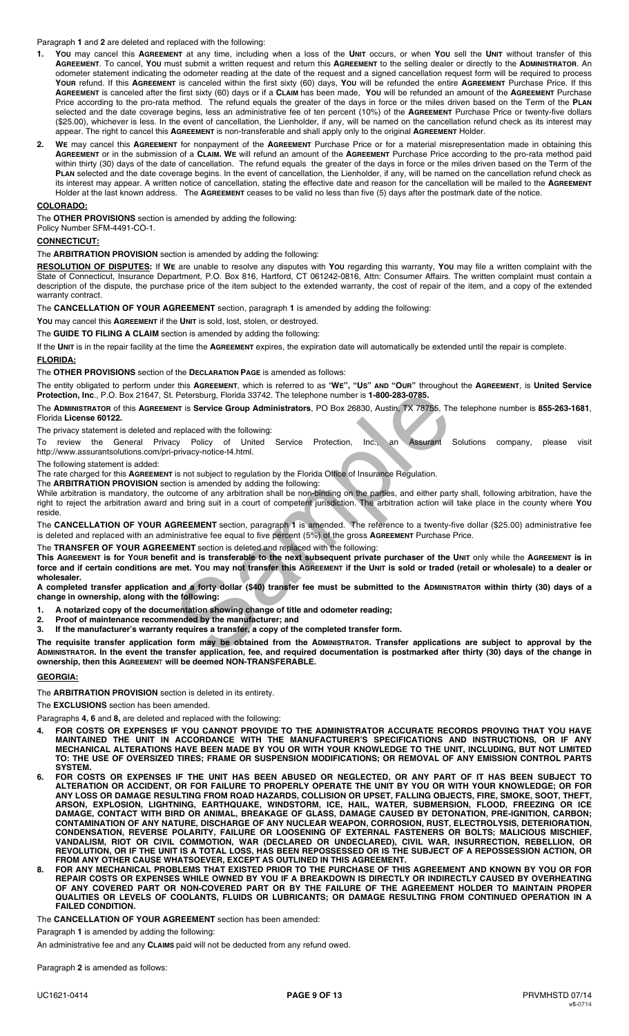Paragraph **1** and **2** are deleted and replaced with the following:

1. **You** may cancel this **Agreement** at any time, including when a loss of the **Unit** occurs, or when **You** sell the **Unit** without transfer of this **Agreement**. To cancel, **You** must submit a written request and return this **Agreement** to the selling dealer or directly to the **Administrator**. An odometer statement indicating the odometer reading at the date of the request and a signed cancellation request form will be required to process **Your** refund. If this **Agreement** is canceled within the first sixty (60) days, **You** will be refunded the entire **Agreement** Purchase Price. If this **Agreement** is canceled after the first sixty (60) days or if a **Claim** has been made, **You** will be refunded an amount of the **Agreement** Purchase Price according to the pro-rata method. The refund equals the greater of the days in force or the miles driven based on the Term of the **Plan** selected and the date coverage begins, less an administrative fee of ten percent (10%) of the **Agreement** Purchase Price or twenty-five dollars ($25.00), whichever is less. In the event of cancellation, the Lienholder, if any, will be named on the cancellation refund check as its interest may appear. The right to cancel this **Agreement** is non-transferable and shall apply only to the original **Agreement** Holder.
2. **We** may cancel this **Agreement** for nonpayment of the **Agreement** Purchase Price or for a material misrepresentation made in obtaining this **Agreement** or in the submission of a **Claim**. **We** will refund an amount of the **Agreement** Purchase Price according to the pro-rata method paid within thirty (30) days of the date of cancellation. The refund equals the greater of the days in force or the miles driven based on the Term of the **Plan** selected and the date coverage begins. In the event of cancellation, the Lienholder, if any, will be named on the cancellation refund check as its interest may appear. A written notice of cancellation, stating the effective date and reason for the cancellation will be mailed to the **Agreement** Holder at the last known address. The **Agreement** ceases to be valid no less than five (5) days after the postmark date of the notice.

**COLORADO:**

The **OTHER PROVISIONS** section is amended by adding the following:
Policy Number SFM-4491-CO-1.

**CONNECTICUT:**

The **ARBITRATION PROVISION** section is amended by adding the following:

**RESOLUTION OF DISPUTES:** If **We** are unable to resolve any disputes with **You** regarding this warranty, **You** may file a written complaint with the State of Connecticut, Insurance Department, P.O. Box 816, Hartford, CT 061242-0816, Attn: Consumer Affairs. The written complaint must contain a description of the dispute, the purchase price of the item subject to the extended warranty, the cost of repair of the item, and a copy of the extended warranty contract.

The **CANCELLATION OF YOUR AGREEMENT** section, paragraph **1** is amended by adding the following:

**You** may cancel this **Agreement** if the **Unit** is sold, lost, stolen, or destroyed.

The **GUIDE TO FILING A CLAIM** section is amended by adding the following:

If the **Unit** is in the repair facility at the time the **Agreement** expires, the expiration date will automatically be extended until the repair is complete.

**FLORIDA:**

The **OTHER PROVISIONS** section of the **Declaration Page** is amended as follows:

The entity obligated to perform under this **Agreement**, which is referred to as "**We**", "**Us**" and "**Our**" throughout the **Agreement**, is **United Service Protection, Inc**., P.O. Box 21647, St. Petersburg, Florida 33742. The telephone number is **1-800-283-0785.**

The **Administrator** of this **Agreement** is **Service Group Administrators**, PO Box 26830, Austin, TX 78755. The telephone number is **855-263-1681**, Florida **License 60122.**

The privacy statement is deleted and replaced with the following:

To review the General Privacy Policy of United Service Protection, Inc., an Assurant Solutions company, please visit http://www.assurantsolutions.com/pri-privacy-notice-t4.html.

The following statement is added:

The rate charged for this **Agreement** is not subject to regulation by the Florida Office of Insurance Regulation.

The **ARBITRATION PROVISION** section is amended by adding the following:

While arbitration is mandatory, the outcome of any arbitration shall be non-binding on the parties, and either party shall, following arbitration, have the right to reject the arbitration award and bring suit in a court of competent jurisdiction. The arbitration action will take place in the county where **You** reside.

The **CANCELLATION OF YOUR AGREEMENT** section, paragraph **1** is amended. The reference to a twenty-five dollar ($25.00) administrative fee is deleted and replaced with an administrative fee equal to five percent (5%) of the gross **Agreement** Purchase Price.

The **TRANSFER OF YOUR AGREEMENT** section is deleted and replaced with the following:

**This Agreement is for Your benefit and is transferable to the next subsequent private purchaser of the Unit only while the Agreement is in force and if certain conditions are met. You may not transfer this Agreement if the Unit is sold or traded (retail or wholesale) to a dealer or wholesaler.**

**A completed transfer application and a forty dollar ($40) transfer fee must be submitted to the Administrator within thirty (30) days of a change in ownership, along with the following:**

1. **A notarized copy of the documentation showing change of title and odometer reading;**
2. **Proof of maintenance recommended by the manufacturer; and**
3. **If the manufacturer's warranty requires a transfer, a copy of the completed transfer form.**

**The requisite transfer application form may be obtained from the Administrator. Transfer applications are subject to approval by the Administrator. In the event the transfer application, fee, and required documentation is postmarked after thirty (30) days of the change in ownership, then this Agreement will be deemed NON-TRANSFERABLE.**

**GEORGIA:**

The **ARBITRATION PROVISION** section is deleted in its entirety.

The **EXCLUSIONS** section has been amended.

Paragraphs **4, 6** and **8,** are deleted and replaced with the following:

4. **FOR COSTS OR EXPENSES IF YOU CANNOT PROVIDE TO THE ADMINISTRATOR ACCURATE RECORDS PROVING THAT YOU HAVE MAINTAINED THE UNIT IN ACCORDANCE WITH THE MANUFACTURER'S SPECIFICATIONS AND INSTRUCTIONS, OR IF ANY MECHANICAL ALTERATIONS HAVE BEEN MADE BY YOU OR WITH YOUR KNOWLEDGE TO THE UNIT, INCLUDING, BUT NOT LIMITED TO: THE USE OF OVERSIZED TIRES; FRAME OR SUSPENSION MODIFICATIONS; OR REMOVAL OF ANY EMISSION CONTROL PARTS SYSTEM.**
6. **FOR COSTS OR EXPENSES IF THE UNIT HAS BEEN ABUSED OR NEGLECTED, OR ANY PART OF IT HAS BEEN SUBJECT TO ALTERATION OR ACCIDENT, OR FOR FAILURE TO PROPERLY OPERATE THE UNIT BY YOU OR WITH YOUR KNOWLEDGE; OR FOR ANY LOSS OR DAMAGE RESULTING FROM ROAD HAZARDS, COLLISION OR UPSET, FALLING OBJECTS, FIRE, SMOKE, SOOT, THEFT, ARSON, EXPLOSION, LIGHTNING, EARTHQUAKE, WINDSTORM, ICE, HAIL, WATER, SUBMERSION, FLOOD, FREEZING OR ICE DAMAGE, CONTACT WITH BIRD OR ANIMAL, BREAKAGE OF GLASS, DAMAGE CAUSED BY DETONATION, PRE-IGNITION, CARBON; CONTAMINATION OF ANY NATURE, DISCHARGE OF ANY NUCLEAR WEAPON, CORROSION, RUST, ELECTROLYSIS, DETERIORATION, CONDENSATION, REVERSE POLARITY, FAILURE OR LOOSENING OF EXTERNAL FASTENERS OR BOLTS; MALICIOUS MISCHIEF, VANDALISM, RIOT OR CIVIL COMMOTION, WAR (DECLARED OR UNDECLARED), CIVIL WAR, INSURRECTION, REBELLION, OR REVOLUTION, OR IF THE UNIT IS A TOTAL LOSS, HAS BEEN REPOSSESSED OR IS THE SUBJECT OF A REPOSSESSION ACTION, OR FROM ANY OTHER CAUSE WHATSOEVER, EXCEPT AS OUTLINED IN THIS AGREEMENT.**
8. **FOR ANY MECHANICAL PROBLEMS THAT EXISTED PRIOR TO THE PURCHASE OF THIS AGREEMENT AND KNOWN BY YOU OR FOR REPAIR COSTS OR EXPENSES WHILE OWNED BY YOU IF A BREAKDOWN IS DIRECTLY OR INDIRECTLY CAUSED BY OVERHEATING OF ANY COVERED PART OR NON-COVERED PART OR BY THE FAILURE OF THE AGREEMENT HOLDER TO MAINTAIN PROPER QUALITIES OR LEVELS OF COOLANTS, FLUIDS OR LUBRICANTS; OR DAMAGE RESULTING FROM CONTINUED OPERATION IN A FAILED CONDITION.**

The **CANCELLATION OF YOUR AGREEMENT** section has been amended:

Paragraph **1** is amended by adding the following:

An administrative fee and any **Claims** paid will not be deducted from any refund owed.

Paragraph **2** is amended as follows: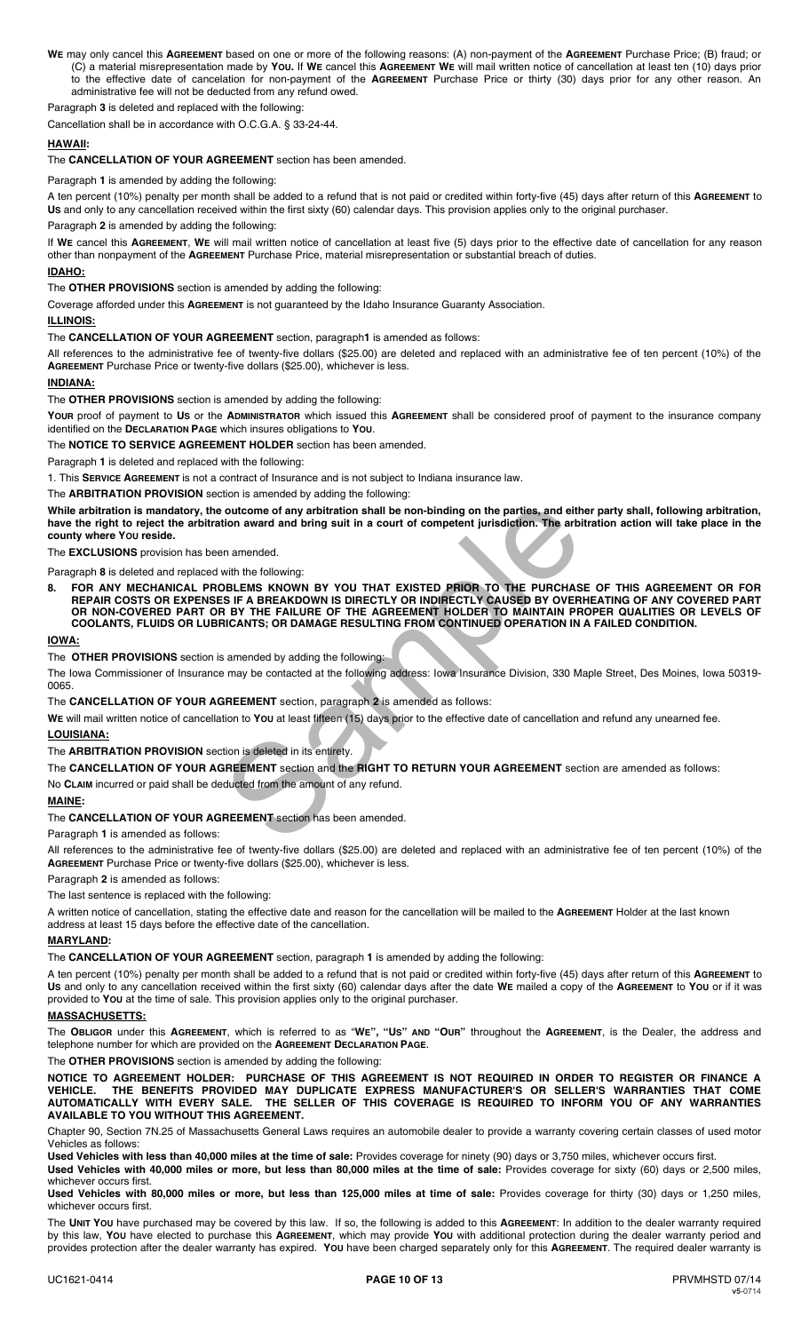**WE** may only cancel this **AGREEMENT** based on one or more of the following reasons: (A) non-payment of the **AGREEMENT** Purchase Price; (B) fraud; or (C) a material misrepresentation made by **YOU**. If **WE** cancel this **AGREEMENT** **WE** will mail written notice of cancellation at least ten (10) days prior to the effective date of cancelation for non-payment of the **AGREEMENT** Purchase Price or thirty (30) days prior for any other reason. An administrative fee will not be deducted from any refund owed.

Paragraph **3** is deleted and replaced with the following:

Cancellation shall be in accordance with O.C.G.A. § 33-24-44.

**HAWAII:**

The **CANCELLATION OF YOUR AGREEMENT** section has been amended.

Paragraph **1** is amended by adding the following:

A ten percent (10%) penalty per month shall be added to a refund that is not paid or credited within forty-five (45) days after return of this **AGREEMENT** to **US** and only to any cancellation received within the first sixty (60) calendar days. This provision applies only to the original purchaser.

Paragraph **2** is amended by adding the following:

If **WE** cancel this **AGREEMENT**, **WE** will mail written notice of cancellation at least five (5) days prior to the effective date of cancellation for any reason other than nonpayment of the **AGREEMENT** Purchase Price, material misrepresentation or substantial breach of duties.

**IDAHO:**

The **OTHER PROVISIONS** section is amended by adding the following:

Coverage afforded under this **AGREEMENT** is not guaranteed by the Idaho Insurance Guaranty Association.

**ILLINOIS:**

The **CANCELLATION OF YOUR AGREEMENT** section, paragraph **1** is amended as follows:

All references to the administrative fee of twenty-five dollars ($25.00) are deleted and replaced with an administrative fee of ten percent (10%) of the **AGREEMENT** Purchase Price or twenty-five dollars ($25.00), whichever is less.

**INDIANA:**

The **OTHER PROVISIONS** section is amended by adding the following:

**YOUR** proof of payment to **US** or the **ADMINISTRATOR** which issued this **AGREEMENT** shall be considered proof of payment to the insurance company identified on the **DECLARATION PAGE** which insures obligations to **YOU**.

The **NOTICE TO SERVICE AGREEMENT HOLDER** section has been amended.

Paragraph **1** is deleted and replaced with the following:

1. This **SERVICE AGREEMENT** is not a contract of Insurance and is not subject to Indiana insurance law.

The **ARBITRATION PROVISION** section is amended by adding the following:

**While arbitration is mandatory, the outcome of any arbitration shall be non-binding on the parties, and either party shall, following arbitration, have the right to reject the arbitration award and bring suit in a court of competent jurisdiction. The arbitration action will take place in the county where YOU reside.**

The **EXCLUSIONS** provision has been amended.

Paragraph **8** is deleted and replaced with the following:

8. **FOR ANY MECHANICAL PROBLEMS KNOWN BY YOU THAT EXISTED PRIOR TO THE PURCHASE OF THIS AGREEMENT OR FOR REPAIR COSTS OR EXPENSES IF A BREAKDOWN IS DIRECTLY OR INDIRECTLY CAUSED BY OVERHEATING OF ANY COVERED PART OR NON-COVERED PART OR BY THE FAILURE OF THE AGREEMENT HOLDER TO MAINTAIN PROPER QUALITIES OR LEVELS OF COOLANTS, FLUIDS OR LUBRICANTS; OR DAMAGE RESULTING FROM CONTINUED OPERATION IN A FAILED CONDITION.**

**IOWA:**

The **OTHER PROVISIONS** section is amended by adding the following:

The Iowa Commissioner of Insurance may be contacted at the following address: Iowa Insurance Division, 330 Maple Street, Des Moines, Iowa 50319-0065.

The **CANCELLATION OF YOUR AGREEMENT** section, paragraph **2** is amended as follows:

**WE** will mail written notice of cancellation to **YOU** at least fifteen (15) days prior to the effective date of cancellation and refund any unearned fee.

**LOUISIANA:**

The **ARBITRATION PROVISION** section is deleted in its entirety.

The **CANCELLATION OF YOUR AGREEMENT** section and the **RIGHT TO RETURN YOUR AGREEMENT** section are amended as follows:

No **CLAIM** incurred or paid shall be deducted from the amount of any refund.

**MAINE:**

The **CANCELLATION OF YOUR AGREEMENT** section has been amended.

Paragraph **1** is amended as follows:

All references to the administrative fee of twenty-five dollars ($25.00) are deleted and replaced with an administrative fee of ten percent (10%) of the **AGREEMENT** Purchase Price or twenty-five dollars ($25.00), whichever is less.

Paragraph **2** is amended as follows:

The last sentence is replaced with the following:

A written notice of cancellation, stating the effective date and reason for the cancellation will be mailed to the **AGREEMENT** Holder at the last known address at least 15 days before the effective date of the cancellation.

**MARYLAND:**

The **CANCELLATION OF YOUR AGREEMENT** section, paragraph **1** is amended by adding the following:

A ten percent (10%) penalty per month shall be added to a refund that is not paid or credited within forty-five (45) days after return of this **AGREEMENT** to **US** and only to any cancellation received within the first sixty (60) calendar days after the date **WE** mailed a copy of the **AGREEMENT** to **YOU** or if it was provided to **YOU** at the time of sale. This provision applies only to the original purchaser.

**MASSACHUSETTS:**

The **OBLIGOR** under this **AGREEMENT**, which is referred to as "**WE**", "**US**" **AND** "**OUR**" throughout the **AGREEMENT**, is the Dealer, the address and telephone number for which are provided on the **AGREEMENT DECLARATION PAGE**.

The **OTHER PROVISIONS** section is amended by adding the following:

**NOTICE TO AGREEMENT HOLDER: PURCHASE OF THIS AGREEMENT IS NOT REQUIRED IN ORDER TO REGISTER OR FINANCE A VEHICLE. THE BENEFITS PROVIDED MAY DUPLICATE EXPRESS MANUFACTURER'S OR SELLER'S WARRANTIES THAT COME AUTOMATICALLY WITH EVERY SALE. THE SELLER OF THIS COVERAGE IS REQUIRED TO INFORM YOU OF ANY WARRANTIES AVAILABLE TO YOU WITHOUT THIS AGREEMENT.**

Chapter 90, Section 7N.25 of Massachusetts General Laws requires an automobile dealer to provide a warranty covering certain classes of used motor Vehicles as follows:

**Used Vehicles with less than 40,000 miles at the time of sale:** Provides coverage for ninety (90) days or 3,750 miles, whichever occurs first.

**Used Vehicles with 40,000 miles or more, but less than 80,000 miles at the time of sale:** Provides coverage for sixty (60) days or 2,500 miles, whichever occurs first.

**Used Vehicles with 80,000 miles or more, but less than 125,000 miles at time of sale:** Provides coverage for thirty (30) days or 1,250 miles, whichever occurs first.

The **UNIT YOU** have purchased may be covered by this law. If so, the following is added to this **AGREEMENT**: In addition to the dealer warranty required by this law, **YOU** have elected to purchase this **AGREEMENT**, which may provide **YOU** with additional protection during the dealer warranty period and provides protection after the dealer warranty has expired. **YOU** have been charged separately only for this **AGREEMENT**. The required dealer warranty is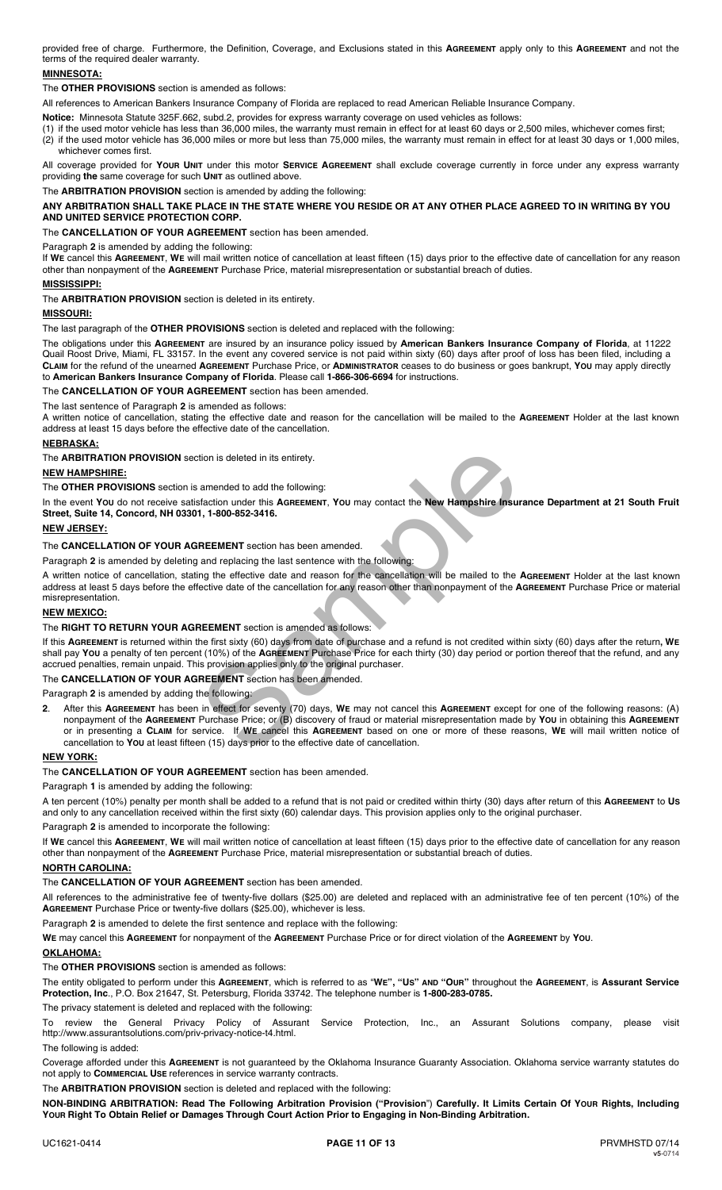provided free of charge. Furthermore, the Definition, Coverage, and Exclusions stated in this **AGREEMENT** apply only to this **AGREEMENT** and not the terms of the required dealer warranty.

## MINNESOTA:

The **OTHER PROVISIONS** section is amended as follows:

All references to American Bankers Insurance Company of Florida are replaced to read American Reliable Insurance Company.

**Notice:** Minnesota Statute 325F.662, subd.2, provides for express warranty coverage on used vehicles as follows:

(1) if the used motor vehicle has less than 36,000 miles, the warranty must remain in effect for at least 60 days or 2,500 miles, whichever comes first;
(2) if the used motor vehicle has 36,000 miles or more but less than 75,000 miles, the warranty must remain in effect for at least 30 days or 1,000 miles, whichever comes first.

All coverage provided for **YOUR UNIT** under this motor **SERVICE AGREEMENT** shall exclude coverage currently in force under any express warranty providing **the** same coverage for such **UNIT** as outlined above.

The **ARBITRATION PROVISION** section is amended by adding the following:

**ANY ARBITRATION SHALL TAKE PLACE IN THE STATE WHERE YOU RESIDE OR AT ANY OTHER PLACE AGREED TO IN WRITING BY YOU AND UNITED SERVICE PROTECTION CORP.**

The **CANCELLATION OF YOUR AGREEMENT** section has been amended.

Paragraph **2** is amended by adding the following:

If **WE** cancel this **AGREEMENT**, **WE** will mail written notice of cancellation at least fifteen (15) days prior to the effective date of cancellation for any reason other than nonpayment of the **AGREEMENT** Purchase Price, material misrepresentation or substantial breach of duties.

## MISSISSIPPI:

The **ARBITRATION PROVISION** section is deleted in its entirety.

## MISSOURI:

The last paragraph of the **OTHER PROVISIONS** section is deleted and replaced with the following:

The obligations under this **AGREEMENT** are insured by an insurance policy issued by **American Bankers Insurance Company of Florida**, at 11222 Quail Roost Drive, Miami, FL 33157. In the event any covered service is not paid within sixty (60) days after proof of loss has been filed, including a **CLAIM** for the refund of the unearned **AGREEMENT** Purchase Price, or **ADMINISTRATOR** ceases to do business or goes bankrupt, **YOU** may apply directly to **American Bankers Insurance Company of Florida**. Please call **1-866-306-6694** for instructions.

The **CANCELLATION OF YOUR AGREEMENT** section has been amended.

The last sentence of Paragraph **2** is amended as follows:

A written notice of cancellation, stating the effective date and reason for the cancellation will be mailed to the **AGREEMENT** Holder at the last known address at least 15 days before the effective date of the cancellation.

## NEBRASKA:

The **ARBITRATION PROVISION** section is deleted in its entirety.

## NEW HAMPSHIRE:

The **OTHER PROVISIONS** section is amended to add the following:

In the event **YOU** do not receive satisfaction under this **AGREEMENT**, **YOU** may contact the **New Hampshire Insurance Department at 21 South Fruit Street, Suite 14, Concord, NH 03301, 1-800-852-3416.**

## NEW JERSEY:

The **CANCELLATION OF YOUR AGREEMENT** section has been amended.

Paragraph **2** is amended by deleting and replacing the last sentence with the following:

A written notice of cancellation, stating the effective date and reason for the cancellation will be mailed to the **AGREEMENT** Holder at the last known address at least 5 days before the effective date of the cancellation for any reason other than nonpayment of the **AGREEMENT** Purchase Price or material misrepresentation.

## NEW MEXICO:

The **RIGHT TO RETURN YOUR AGREEMENT** section is amended as follows:

If this **AGREEMENT** is returned within the first sixty (60) days from date of purchase and a refund is not credited within sixty (60) days after the return, **WE** shall pay **YOU** a penalty of ten percent (10%) of the **AGREEMENT** Purchase Price for each thirty (30) day period or portion thereof that the refund, and any accrued penalties, remain unpaid. This provision applies only to the original purchaser.

The **CANCELLATION OF YOUR AGREEMENT** section has been amended.

Paragraph **2** is amended by adding the following:

**2**. After this **AGREEMENT** has been in effect for seventy (70) days, **WE** may not cancel this **AGREEMENT** except for one of the following reasons: (A) nonpayment of the **AGREEMENT** Purchase Price; or (B) discovery of fraud or material misrepresentation made by **YOU** in obtaining this **AGREEMENT** or in presenting a **CLAIM** for service. If **WE** cancel this **AGREEMENT** based on one or more of these reasons, **WE** will mail written notice of cancellation to **YOU** at least fifteen (15) days prior to the effective date of cancellation.

## NEW YORK:

The **CANCELLATION OF YOUR AGREEMENT** section has been amended.

Paragraph **1** is amended by adding the following:

A ten percent (10%) penalty per month shall be added to a refund that is not paid or credited within thirty (30) days after return of this **AGREEMENT** to **US** and only to any cancellation received within the first sixty (60) calendar days. This provision applies only to the original purchaser.

Paragraph **2** is amended to incorporate the following:

If **WE** cancel this **AGREEMENT**, **WE** will mail written notice of cancellation at least fifteen (15) days prior to the effective date of cancellation for any reason other than nonpayment of the **AGREEMENT** Purchase Price, material misrepresentation or substantial breach of duties.

## NORTH CAROLINA:

The **CANCELLATION OF YOUR AGREEMENT** section has been amended.

All references to the administrative fee of twenty-five dollars ($25.00) are deleted and replaced with an administrative fee of ten percent (10%) of the **AGREEMENT** Purchase Price or twenty-five dollars ($25.00), whichever is less.

Paragraph **2** is amended to delete the first sentence and replace with the following:

**WE** may cancel this **AGREEMENT** for nonpayment of the **AGREEMENT** Purchase Price or for direct violation of the **AGREEMENT** by **YOU**.

## OKLAHOMA:

The **OTHER PROVISIONS** section is amended as follows:

The entity obligated to perform under this **AGREEMENT**, which is referred to as "**WE", "US" AND "OUR"** throughout the **AGREEMENT**, is **Assurant Service Protection, Inc**., P.O. Box 21647, St. Petersburg, Florida 33742. The telephone number is **1-800-283-0785.**

The privacy statement is deleted and replaced with the following:

To review the General Privacy Policy of Assurant Service Protection, Inc., an Assurant Solutions company, please visit http://www.assurantsolutions.com/priv-privacy-notice-t4.html.

The following is added:

Coverage afforded under this **AGREEMENT** is not guaranteed by the Oklahoma Insurance Guaranty Association. Oklahoma service warranty statutes do not apply to **COMMERCIAL USE** references in service warranty contracts.

The **ARBITRATION PROVISION** section is deleted and replaced with the following:

**NON-BINDING ARBITRATION: Read The Following Arbitration Provision ("Provision") Carefully. It Limits Certain Of YOUR Rights, Including YOUR Right To Obtain Relief or Damages Through Court Action Prior to Engaging in Non-Binding Arbitration.**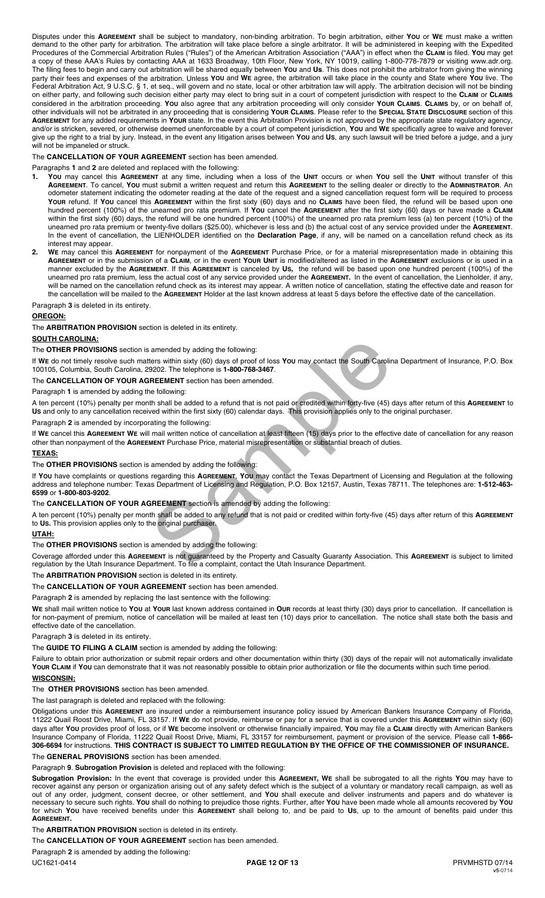Disputes under this **AGREEMENT** shall be subject to mandatory, non-binding arbitration. To begin arbitration, either **YOU** or **WE** must make a written demand to the other party for arbitration. The arbitration will take place before a single arbitrator. It will be administered in keeping with the Expedited Procedures of the Commercial Arbitration Rules ("Rules") of the American Arbitration Association ("AAA") in effect when the **CLAIM** is filed. **YOU** may get a copy of these AAA's Rules by contacting AAA at 1633 Broadway, 10th Floor, New York, NY 10019, calling 1-800-778-7879 or visiting www.adr.org. The filing fees to begin and carry out arbitration will be shared equally between **YOU** and **US**. This does not prohibit the arbitrator from giving the winning party their fees and expenses of the arbitration. Unless **YOU** and **WE** agree, the arbitration will take place in the county and State where **YOU** live. The Federal Arbitration Act, 9 U.S.C. § 1, et seq., will govern and no state, local or other arbitration law will apply. The arbitration decision will not be binding on either party, and following such decision either party may elect to bring suit in a court of competent jurisdiction with respect to the **CLAIM** or **CLAIMS** considered in the arbitration proceeding. **YOU** also agree that any arbitration proceeding will only consider **YOUR CLAIMS**. **CLAIMS** by, or on behalf of, other individuals will not be arbitrated in any proceeding that is considering **YOUR CLAIMS**. Please refer to the **SPECIAL STATE DISCLOSURE** section of this **AGREEMENT** for any added requirements in **YOUR** state. In the event this Arbitration Provision is not approved by the appropriate state regulatory agency, and/or is stricken, severed, or otherwise deemed unenforceable by a court of competent jurisdiction, **YOU** and **WE** specifically agree to waive and forever give up the right to a trial by jury. Instead, in the event any litigation arises between **YOU** and **US**, any such lawsuit will be tried before a judge, and a jury will not be impaneled or struck.

The **CANCELLATION OF YOUR AGREEMENT** section has been amended.

Paragraphs **1** and **2** are deleted and replaced with the following:

1. **YOU** may cancel this **AGREEMENT** at any time, including when a loss of the **UNIT** occurs or when **YOU** sell the **UNIT** without transfer of this **AGREEMENT**. To cancel, **YOU** must submit a written request and return this **AGREEMENT** to the selling dealer or directly to the **ADMINISTRATOR**. An odometer statement indicating the odometer reading at the date of the request and a signed cancellation request form will be required to process **YOUR** refund. If **YOU** cancel this **AGREEMENT** within the first sixty (60) days and no **CLAIMS** have been filed, the refund will be based upon one hundred percent (100%) of the unearned pro rata premium. If **YOU** cancel the **AGREEMENT** after the first sixty (60) days or have made a **CLAIM** within the first sixty (60) days, the refund will be one hundred percent (100%) of the unearned pro rata premium less (a) ten percent (10%) of the unearned pro rata premium or twenty-five dollars ($25.00), whichever is less and (b) the actual cost of any service provided under the **AGREEMENT**. In the event of cancellation, the LIENHOLDER identified on the **Declaration Page**, if any, will be named on a cancellation refund check as its interest may appear.
2. **WE** may cancel this **AGREEMENT** for nonpayment of the **AGREEMENT** Purchase Price, or for a material misrepresentation made in obtaining this **AGREEMENT** or in the submission of a **CLAIM**, or in the event **YOUR UNIT** is modified/altered as listed in the **AGREEMENT** exclusions or is used in a manner excluded by the **AGREEMENT**. If this **AGREEMENT** is canceled by **US**, the refund will be based upon one hundred percent (100%) of the unearned pro rata premium, less the actual cost of any service provided under the **AGREEMENT.** In the event of cancellation, the Lienholder, if any, will be named on the cancellation refund check as its interest may appear. A written notice of cancellation, stating the effective date and reason for the cancellation will be mailed to the **AGREEMENT** Holder at the last known address at least 5 days before the effective date of the cancellation.

Paragraph **3** is deleted in its entirety.

**OREGON:**

The **ARBITRATION PROVISION** section is deleted in its entirety.

**SOUTH CAROLINA:**

The **OTHER PROVISIONS** section is amended by adding the following:

If **WE** do not timely resolve such matters within sixty (60) days of proof of loss **YOU** may contact the South Carolina Department of Insurance, P.O. Box 100105, Columbia, South Carolina, 29202. The telephone is **1-800-768-3467**.

The **CANCELLATION OF YOUR AGREEMENT** section has been amended.

Paragraph **1** is amended by adding the following:

A ten percent (10%) penalty per month shall be added to a refund that is not paid or credited within forty-five (45) days after return of this **AGREEMENT** to **US** and only to any cancellation received within the first sixty (60) calendar days. This provision applies only to the original purchaser.

Paragraph **2** is amended by incorporating the following:

If **WE** cancel this **AGREEMENT WE** will mail written notice of cancellation at least fifteen (15) days prior to the effective date of cancellation for any reason other than nonpayment of the **AGREEMENT** Purchase Price, material misrepresentation or substantial breach of duties.

**TEXAS:**

The **OTHER PROVISIONS** section is amended by adding the following:

If **YOU** have complaints or questions regarding this **AGREEMENT**, **YOU** may contact the Texas Department of Licensing and Regulation at the following address and telephone number: Texas Department of Licensing and Regulation, P.O. Box 12157, Austin, Texas 78711. The telephones are: **1-512-463-6599** or **1-800-803-9202**.

The **CANCELLATION OF YOUR AGREEMENT** section is amended by adding the following:

A ten percent (10%) penalty per month shall be added to any refund that is not paid or credited within forty-five (45) days after return of this **AGREEMENT** to **US.** This provision applies only to the original purchaser.

**UTAH:**

The **OTHER PROVISIONS** section is amended by adding the following:

Coverage afforded under this **AGREEMENT** is not guaranteed by the Property and Casualty Guaranty Association. This **AGREEMENT** is subject to limited regulation by the Utah Insurance Department. To file a complaint, contact the Utah Insurance Department.

The **ARBITRATION PROVISION** section is deleted in its entirety.

The **CANCELLATION OF YOUR AGREEMENT** section has been amended.

Paragraph **2** is amended by replacing the last sentence with the following:

**WE** shall mail written notice to **YOU** at **YOUR** last known address contained in **OUR** records at least thirty (30) days prior to cancellation. If cancellation is for non-payment of premium, notice of cancellation will be mailed at least ten (10) days prior to cancellation. The notice shall state both the basis and effective date of the cancellation.

Paragraph **3** is deleted in its entirety.

The **GUIDE TO FILING A CLAIM** section is amended by adding the following:

Failure to obtain prior authorization or submit repair orders and other documentation within thirty (30) days of the repair will not automatically invalidate **YOUR CLAIM** if **YOU** can demonstrate that it was not reasonably possible to obtain prior authorization or file the documents within such time period.

**WISCONSIN:**

The **OTHER PROVISIONS** section has been amended.

The last paragraph is deleted and replaced with the following:

Obligations under this **AGREEMENT** are insured under a reimbursement insurance policy issued by American Bankers Insurance Company of Florida, 11222 Quail Roost Drive, Miami, FL 33157. If **WE** do not provide, reimburse or pay for a service that is covered under this **AGREEMENT** within sixty (60) days after **YOU** provides proof of loss, or if **WE** become insolvent or otherwise financially impaired, **YOU** may file a **CLAIM** directly with American Bankers Insurance Company of Florida, 11222 Quail Roost Drive, Miami, FL 33157 for reimbursement, payment or provision of the service. Please call **1-866-306-6694** for instructions. **THIS CONTRACT IS SUBJECT TO LIMITED REGULATION BY THE OFFICE OF THE COMMISSIONER OF INSURANCE.**

The **GENERAL PROVISIONS** section has been amended.

Paragraph **9**. **Subrogation Provision** is deleted and replaced with the following:

**Subrogation Provision:** In the event that coverage is provided under this **AGREEMENT, WE** shall be subrogated to all the rights **YOU** may have to recover against any person or organization arising out of any safety defect which is the subject of a voluntary or mandatory recall campaign, as well as out of any order, judgment, consent decree, or other settlement, and **YOU** shall execute and deliver instruments and papers and do whatever is necessary to secure such rights. **YOU** shall do nothing to prejudice those rights. Further, after **YOU** have been made whole all amounts recovered by **YOU** for which **YOU** have received benefits under this **AGREEMENT** shall belong to, and be paid to **US**, up to the amount of benefits paid under this **AGREEMENT.**

The **ARBITRATION PROVISION** section is deleted in its entirety.

The **CANCELLATION OF YOUR AGREEMENT** section has been amended.

Paragraph **2** is amended by adding the following: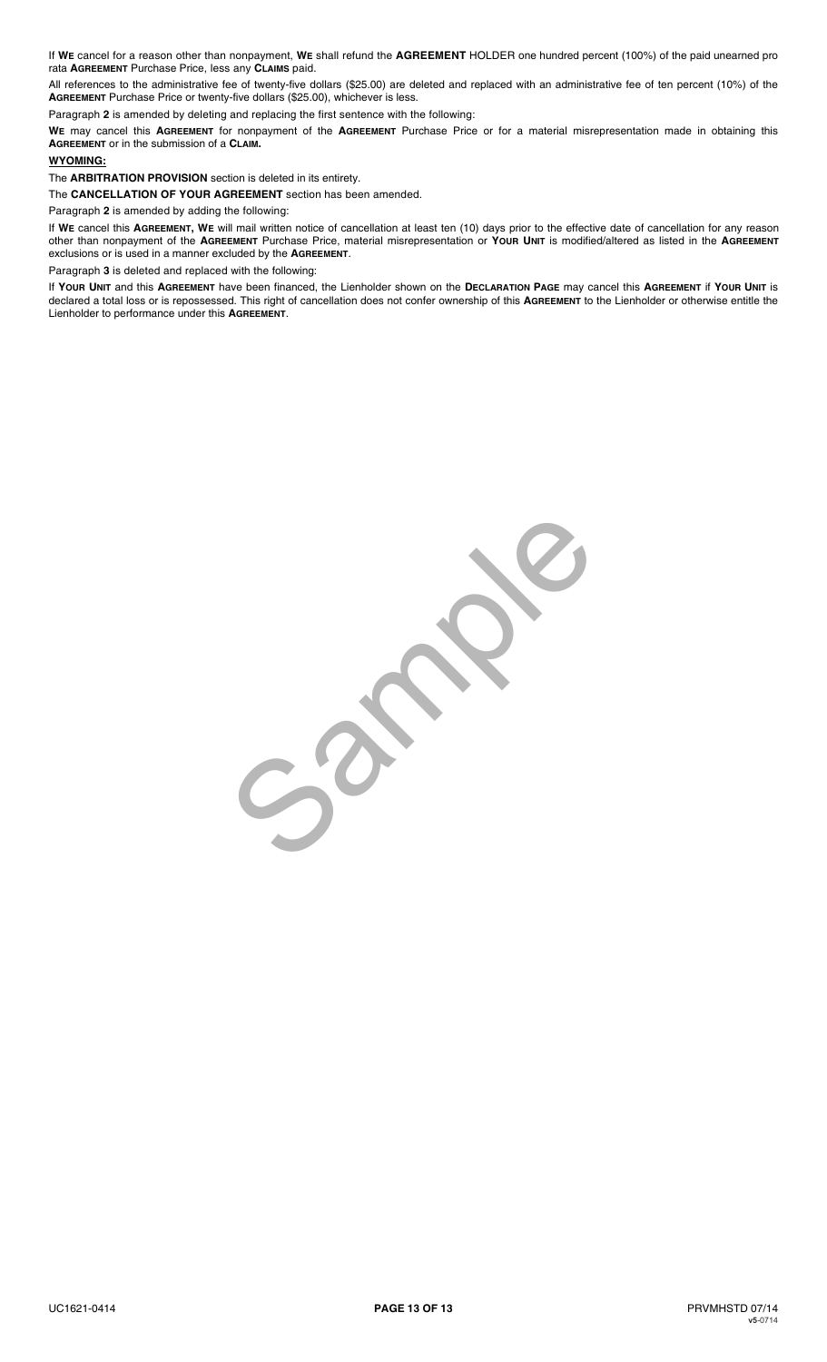If **WE** cancel for a reason other than nonpayment, **WE** shall refund the **AGREEMENT** HOLDER one hundred percent (100%) of the paid unearned pro rata **AGREEMENT** Purchase Price, less any **CLAIMS** paid.

All references to the administrative fee of twenty-five dollars ($25.00) are deleted and replaced with an administrative fee of ten percent (10%) of the **AGREEMENT** Purchase Price or twenty-five dollars ($25.00), whichever is less.

Paragraph **2** is amended by deleting and replacing the first sentence with the following:

**WE** may cancel this **AGREEMENT** for nonpayment of the **AGREEMENT** Purchase Price or for a material misrepresentation made in obtaining this **AGREEMENT** or in the submission of a **CLAIM.**

**WYOMING:**

The **ARBITRATION PROVISION** section is deleted in its entirety.

The **CANCELLATION OF YOUR AGREEMENT** section has been amended.

Paragraph **2** is amended by adding the following:

If **WE** cancel this **AGREEMENT, WE** will mail written notice of cancellation at least ten (10) days prior to the effective date of cancellation for any reason other than nonpayment of the **AGREEMENT** Purchase Price, material misrepresentation or **YOUR UNIT** is modified/altered as listed in the **AGREEMENT** exclusions or is used in a manner excluded by the **AGREEMENT**.

Paragraph **3** is deleted and replaced with the following:

If **YOUR UNIT** and this **AGREEMENT** have been financed, the Lienholder shown on the **DECLARATION PAGE** may cancel this **AGREEMENT** if **YOUR UNIT** is declared a total loss or is repossessed. This right of cancellation does not confer ownership of this **AGREEMENT** to the Lienholder or otherwise entitle the Lienholder to performance under this **AGREEMENT**.

Sample

UC1621-0414

PRVMHSTD 07/14
v5-0714